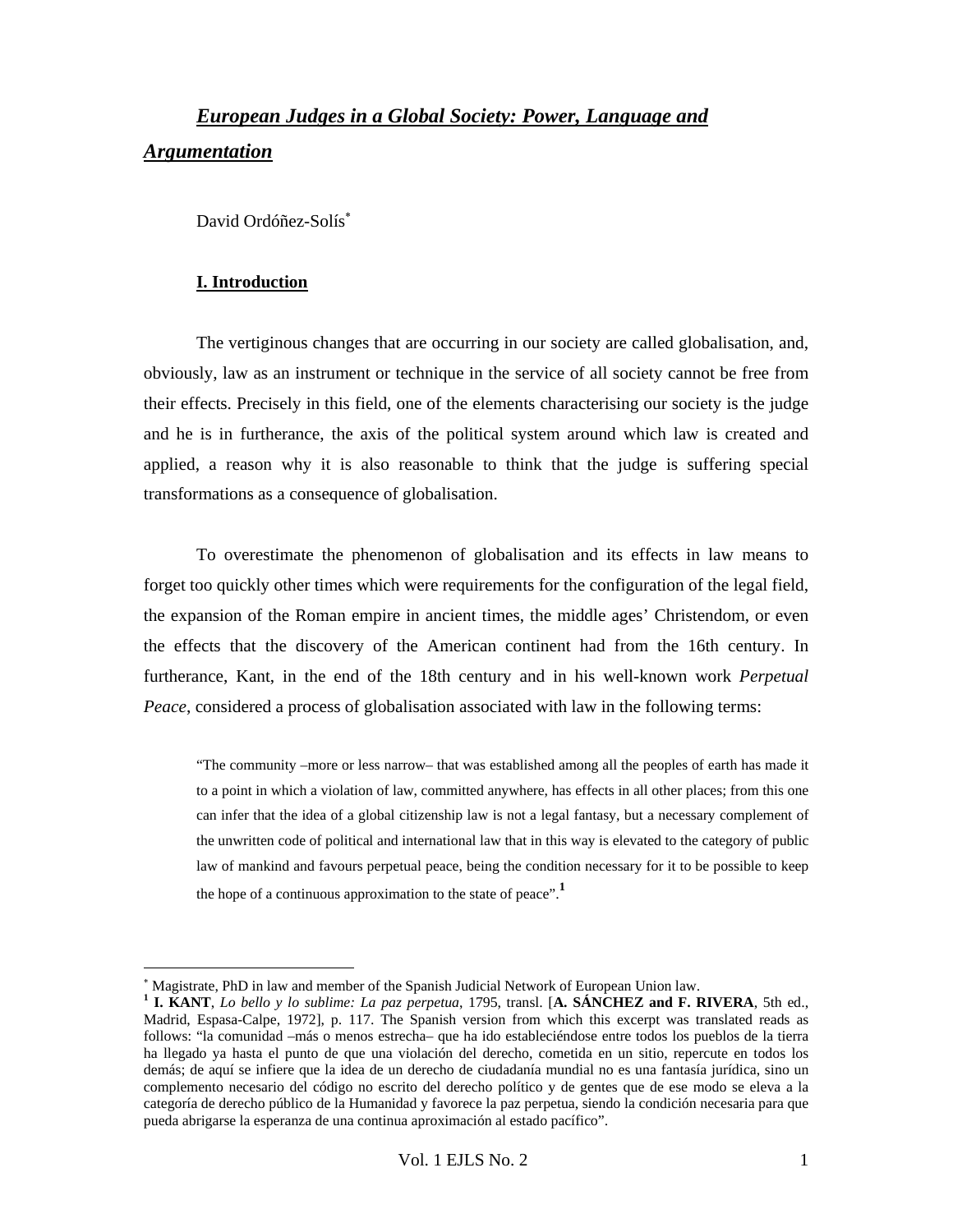# ***European Judges in a Global Society: Power, Language and Argumentation***

David Ordóñez-Solís[*]

## **I. Introduction**

The vertiginous changes that are occurring in our society are called globalisation, and, obviously, law as an instrument or technique in the service of all society cannot be free from their effects. Precisely in this field, one of the elements characterising our society is the judge and he is in furtherance, the axis of the political system around which law is created and applied, a reason why it is also reasonable to think that the judge is suffering special transformations as a consequence of globalisation.

To overestimate the phenomenon of globalisation and its effects in law means to forget too quickly other times which were requirements for the configuration of the legal field, the expansion of the Roman empire in ancient times, the middle ages' Christendom, or even the effects that the discovery of the American continent had from the 16th century. In furtherance, Kant, in the end of the 18th century and in his well-known work *Perpetual Peace*, considered a process of globalisation associated with law in the following terms:

> "The community –more or less narrow– that was established among all the peoples of earth has made it to a point in which a violation of law, committed anywhere, has effects in all other places; from this one can infer that the idea of a global citizenship law is not a legal fantasy, but a necessary complement of the unwritten code of political and international law that in this way is elevated to the category of public law of mankind and favours perpetual peace, being the condition necessary for it to be possible to keep the hope of a continuous approximation to the state of peace".[1]

---

[*] Magistrate, PhD in law and member of the Spanish Judicial Network of European Union law.

[1] **I. KANT**, *Lo bello y lo sublime: La paz perpetua*, 1795, transl. [**A. SÁNCHEZ and F. RIVERA**, 5th ed., Madrid, Espasa-Calpe, 1972], p. 117. The Spanish version from which this excerpt was translated reads as follows: "la comunidad –más o menos estrecha– que ha ido estableciéndose entre todos los pueblos de la tierra ha llegado ya hasta el punto de que una violación del derecho, cometida en un sitio, repercute en todos los demás; de aquí se infiere que la idea de un derecho de ciudadanía mundial no es una fantasía jurídica, sino un complemento necesario del código no escrito del derecho político y de gentes que de ese modo se eleva a la categoría de derecho público de la Humanidad y favorece la paz perpetua, siendo la condición necesaria para que pueda abrigarse la esperanza de una continua aproximación al estado pacífico".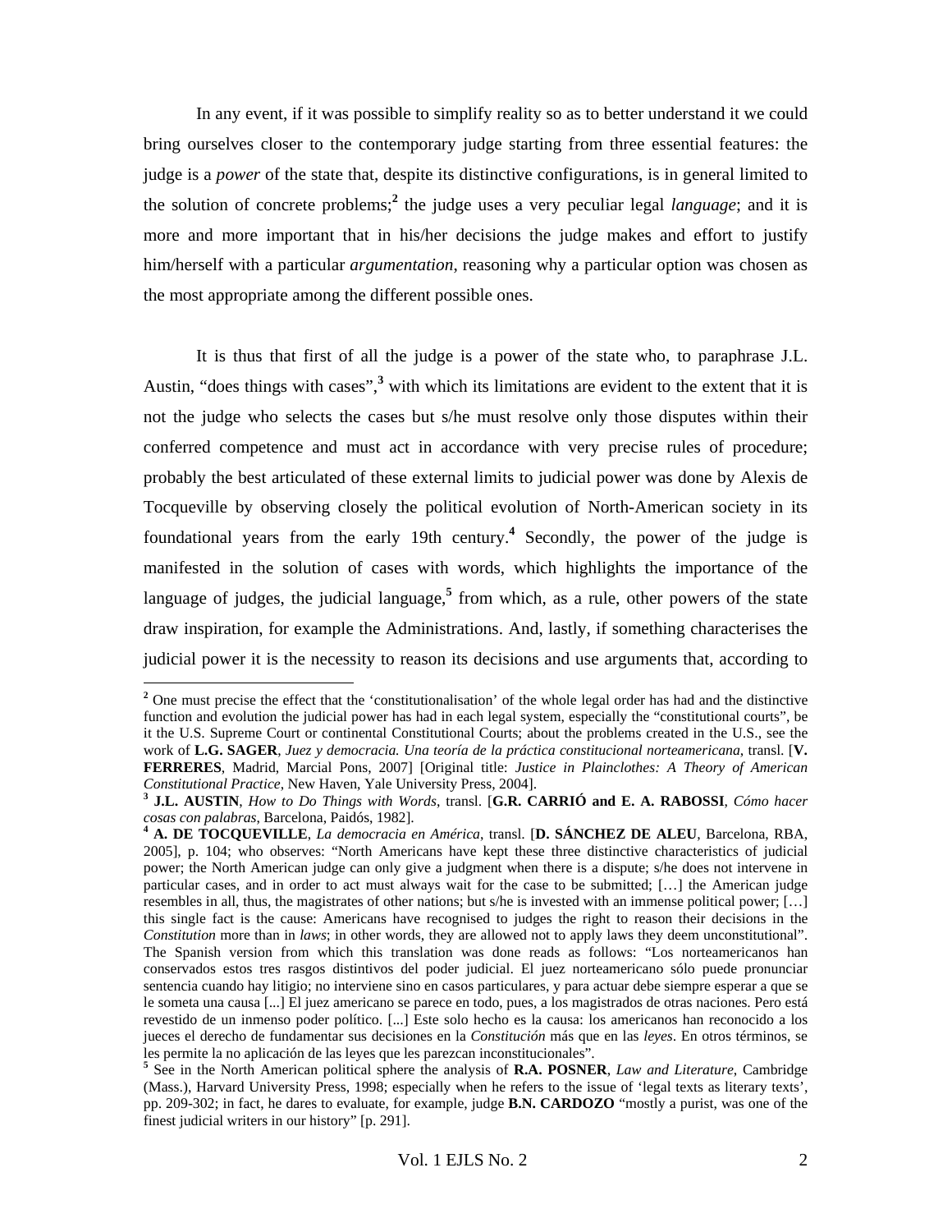In any event, if it was possible to simplify reality so as to better understand it we could bring ourselves closer to the contemporary judge starting from three essential features: the judge is a *power* of the state that, despite its distinctive configurations, is in general limited to the solution of concrete problems;[2] the judge uses a very peculiar legal *language*; and it is more and more important that in his/her decisions the judge makes and effort to justify him/herself with a particular *argumentation*, reasoning why a particular option was chosen as the most appropriate among the different possible ones.

It is thus that first of all the judge is a power of the state who, to paraphrase J.L. Austin, "does things with cases",[3] with which its limitations are evident to the extent that it is not the judge who selects the cases but s/he must resolve only those disputes within their conferred competence and must act in accordance with very precise rules of procedure; probably the best articulated of these external limits to judicial power was done by Alexis de Tocqueville by observing closely the political evolution of North-American society in its foundational years from the early 19th century.[4] Secondly, the power of the judge is manifested in the solution of cases with words, which highlights the importance of the language of judges, the judicial language,[5] from which, as a rule, other powers of the state draw inspiration, for example the Administrations. And, lastly, if something characterises the judicial power it is the necessity to reason its decisions and use arguments that, according to

---

[2] One must precise the effect that the 'constitutionalisation' of the whole legal order has had and the distinctive function and evolution the judicial power has had in each legal system, especially the "constitutional courts", be it the U.S. Supreme Court or continental Constitutional Courts; about the problems created in the U.S., see the work of **L.G. SAGER**, *Juez y democracia. Una teoría de la práctica constitucional norteamericana*, transl. [**V. FERRERES**, Madrid, Marcial Pons, 2007] [Original title: *Justice in Plainclothes: A Theory of American Constitutional Practice*, New Haven, Yale University Press, 2004].

[3] **J.L. AUSTIN**, *How to Do Things with Words*, transl. [**G.R. CARRIÓ and E. A. RABOSSI**, *Cómo hacer cosas con palabras*, Barcelona, Paidós, 1982].

[4] **A. DE TOCQUEVILLE**, *La democracia en América*, transl. [**D. SÁNCHEZ DE ALEU**, Barcelona, RBA, 2005], p. 104; who observes: "North Americans have kept these three distinctive characteristics of judicial power; the North American judge can only give a judgment when there is a dispute; s/he does not intervene in particular cases, and in order to act must always wait for the case to be submitted; […] the American judge resembles in all, thus, the magistrates of other nations; but s/he is invested with an immense political power; […] this single fact is the cause: Americans have recognised to judges the right to reason their decisions in the *Constitution* more than in *laws*; in other words, they are allowed not to apply laws they deem unconstitutional". The Spanish version from which this translation was done reads as follows: "Los norteamericanos han conservados estos tres rasgos distintivos del poder judicial. El juez norteamericano sólo puede pronunciar sentencia cuando hay litigio; no interviene sino en casos particulares, y para actuar debe siempre esperar a que se le someta una causa [...] El juez americano se parece en todo, pues, a los magistrados de otras naciones. Pero está revestido de un inmenso poder político. [...] Este solo hecho es la causa: los americanos han reconocido a los jueces el derecho de fundamentar sus decisiones en la *Constitución* más que en las *leyes*. En otros términos, se les permite la no aplicación de las leyes que les parezcan inconstitucionales".

[5] See in the North American political sphere the analysis of **R.A. POSNER**, *Law and Literature*, Cambridge (Mass.), Harvard University Press, 1998; especially when he refers to the issue of 'legal texts as literary texts', pp. 209-302; in fact, he dares to evaluate, for example, judge **B.N. CARDOZO** "mostly a purist, was one of the finest judicial writers in our history" [p. 291].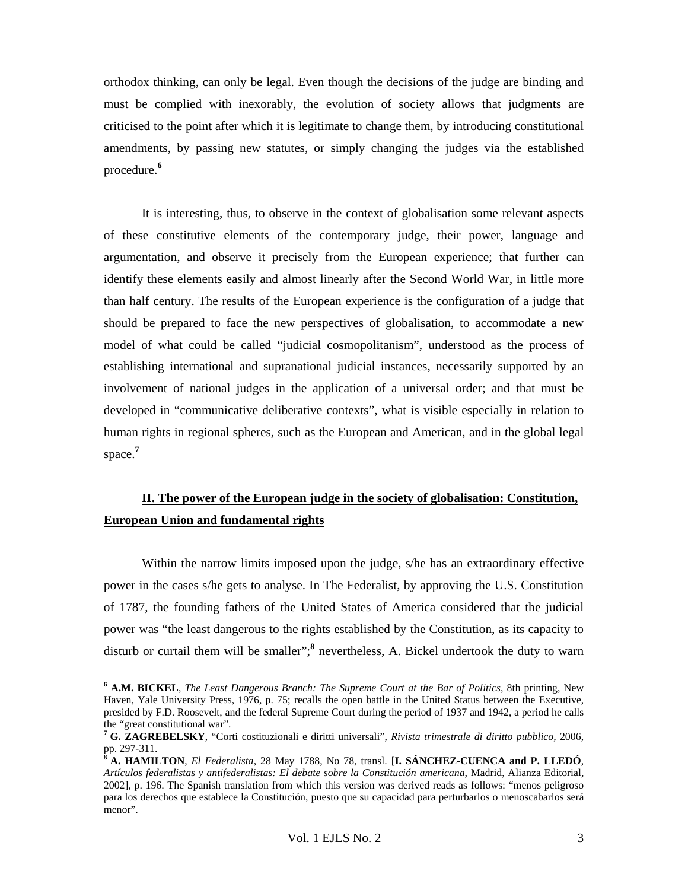orthodox thinking, can only be legal. Even though the decisions of the judge are binding and must be complied with inexorably, the evolution of society allows that judgments are criticised to the point after which it is legitimate to change them, by introducing constitutional amendments, by passing new statutes, or simply changing the judges via the established procedure.[6]

It is interesting, thus, to observe in the context of globalisation some relevant aspects of these constitutive elements of the contemporary judge, their power, language and argumentation, and observe it precisely from the European experience; that further can identify these elements easily and almost linearly after the Second World War, in little more than half century. The results of the European experience is the configuration of a judge that should be prepared to face the new perspectives of globalisation, to accommodate a new model of what could be called "judicial cosmopolitanism", understood as the process of establishing international and supranational judicial instances, necessarily supported by an involvement of national judges in the application of a universal order; and that must be developed in "communicative deliberative contexts", what is visible especially in relation to human rights in regional spheres, such as the European and American, and in the global legal space.[7]

## II. The power of the European judge in the society of globalisation: Constitution, European Union and fundamental rights

Within the narrow limits imposed upon the judge, s/he has an extraordinary effective power in the cases s/he gets to analyse. In The Federalist, by approving the U.S. Constitution of 1787, the founding fathers of the United States of America considered that the judicial power was "the least dangerous to the rights established by the Constitution, as its capacity to disturb or curtail them will be smaller";[8] nevertheless, A. Bickel undertook the duty to warn

---

[6] **A.M. BICKEL**, *The Least Dangerous Branch: The Supreme Court at the Bar of Politics*, 8th printing, New Haven, Yale University Press, 1976, p. 75; recalls the open battle in the United Status between the Executive, presided by F.D. Roosevelt, and the federal Supreme Court during the period of 1937 and 1942, a period he calls the "great constitutional war".

[7] **G. ZAGREBELSKY**, "Corti costituzionali e diritti universali", *Rivista trimestrale di diritto pubblico*, 2006, pp. 297-311.

[8] **A. HAMILTON**, *El Federalista*, 28 May 1788, No 78, transl. [**I. SÁNCHEZ-CUENCA and P. LLEDÓ**, *Artículos federalistas y antifederalistas: El debate sobre la Constitución americana*, Madrid, Alianza Editorial, 2002], p. 196. The Spanish translation from which this version was derived reads as follows: "menos peligroso para los derechos que establece la Constitución, puesto que su capacidad para perturbarlos o menoscabarlos será menor".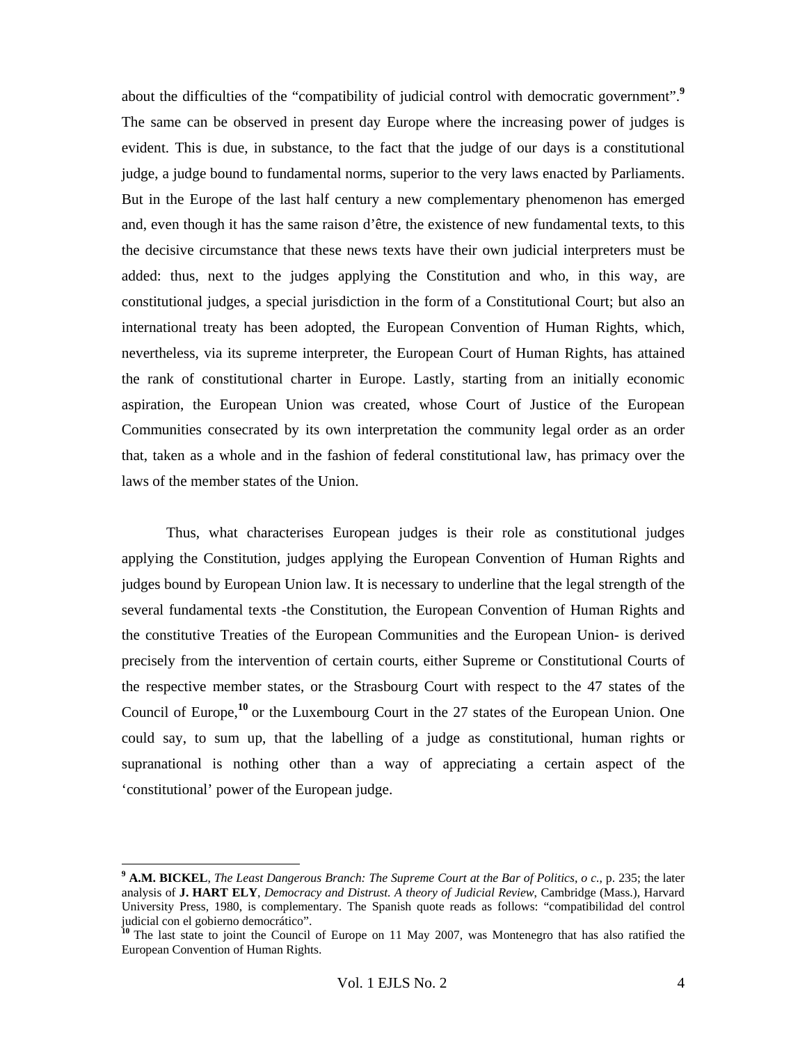about the difficulties of the "compatibility of judicial control with democratic government".[9] The same can be observed in present day Europe where the increasing power of judges is evident. This is due, in substance, to the fact that the judge of our days is a constitutional judge, a judge bound to fundamental norms, superior to the very laws enacted by Parliaments. But in the Europe of the last half century a new complementary phenomenon has emerged and, even though it has the same raison d'être, the existence of new fundamental texts, to this the decisive circumstance that these news texts have their own judicial interpreters must be added: thus, next to the judges applying the Constitution and who, in this way, are constitutional judges, a special jurisdiction in the form of a Constitutional Court; but also an international treaty has been adopted, the European Convention of Human Rights, which, nevertheless, via its supreme interpreter, the European Court of Human Rights, has attained the rank of constitutional charter in Europe. Lastly, starting from an initially economic aspiration, the European Union was created, whose Court of Justice of the European Communities consecrated by its own interpretation the community legal order as an order that, taken as a whole and in the fashion of federal constitutional law, has primacy over the laws of the member states of the Union.

Thus, what characterises European judges is their role as constitutional judges applying the Constitution, judges applying the European Convention of Human Rights and judges bound by European Union law. It is necessary to underline that the legal strength of the several fundamental texts -the Constitution, the European Convention of Human Rights and the constitutive Treaties of the European Communities and the European Union- is derived precisely from the intervention of certain courts, either Supreme or Constitutional Courts of the respective member states, or the Strasbourg Court with respect to the 47 states of the Council of Europe,[10] or the Luxembourg Court in the 27 states of the European Union. One could say, to sum up, that the labelling of a judge as constitutional, human rights or supranational is nothing other than a way of appreciating a certain aspect of the 'constitutional' power of the European judge.

---

[9] **A.M. BICKEL**, *The Least Dangerous Branch: The Supreme Court at the Bar of Politics, o c.*, p. 235; the later analysis of **J. HART ELY**, *Democracy and Distrust. A theory of Judicial Review*, Cambridge (Mass.), Harvard University Press, 1980, is complementary. The Spanish quote reads as follows: "compatibilidad del control judicial con el gobierno democrático".

[10] The last state to joint the Council of Europe on 11 May 2007, was Montenegro that has also ratified the European Convention of Human Rights.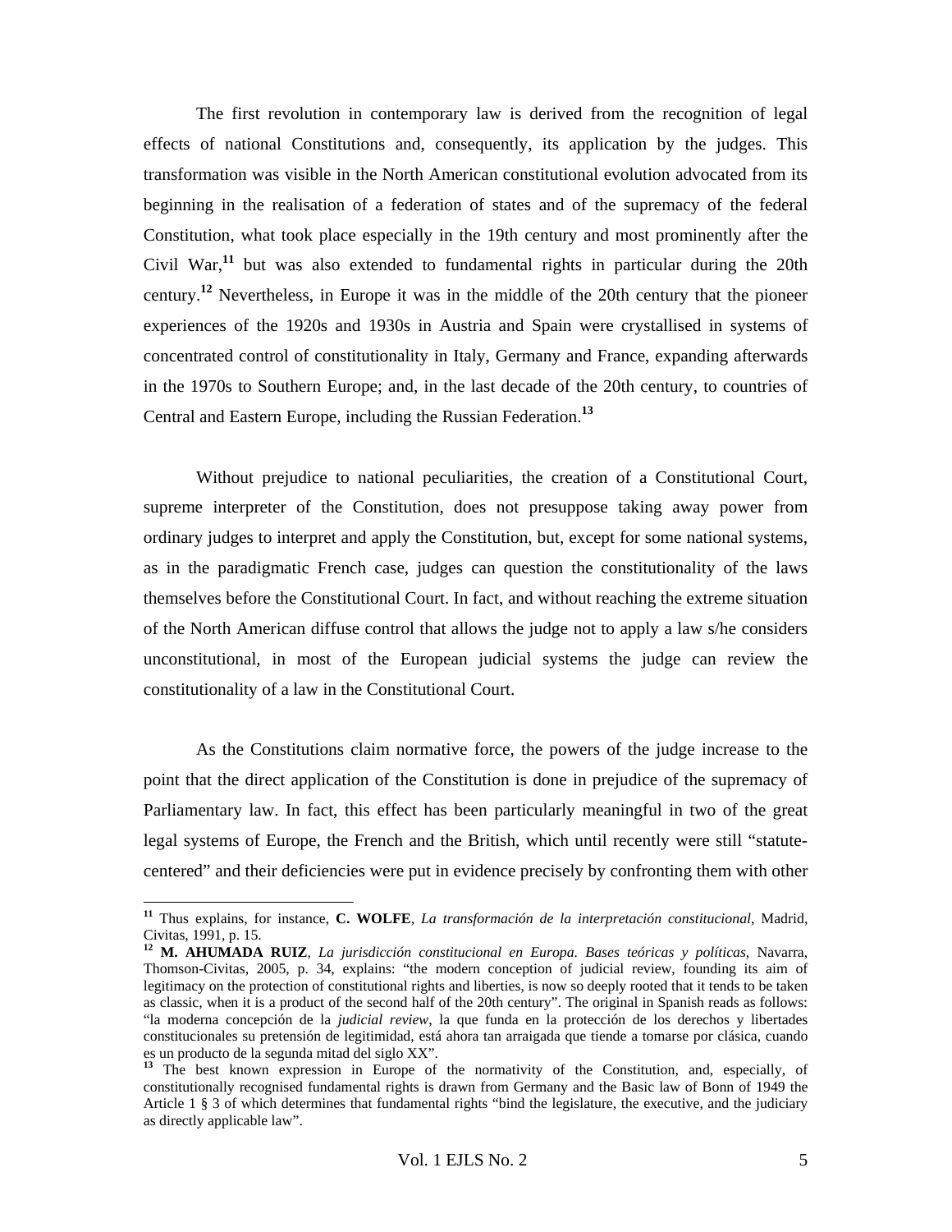The first revolution in contemporary law is derived from the recognition of legal effects of national Constitutions and, consequently, its application by the judges. This transformation was visible in the North American constitutional evolution advocated from its beginning in the realisation of a federation of states and of the supremacy of the federal Constitution, what took place especially in the 19th century and most prominently after the Civil War,[11] but was also extended to fundamental rights in particular during the 20th century.[12] Nevertheless, in Europe it was in the middle of the 20th century that the pioneer experiences of the 1920s and 1930s in Austria and Spain were crystallised in systems of concentrated control of constitutionality in Italy, Germany and France, expanding afterwards in the 1970s to Southern Europe; and, in the last decade of the 20th century, to countries of Central and Eastern Europe, including the Russian Federation.[13]

Without prejudice to national peculiarities, the creation of a Constitutional Court, supreme interpreter of the Constitution, does not presuppose taking away power from ordinary judges to interpret and apply the Constitution, but, except for some national systems, as in the paradigmatic French case, judges can question the constitutionality of the laws themselves before the Constitutional Court. In fact, and without reaching the extreme situation of the North American diffuse control that allows the judge not to apply a law s/he considers unconstitutional, in most of the European judicial systems the judge can review the constitutionality of a law in the Constitutional Court.

As the Constitutions claim normative force, the powers of the judge increase to the point that the direct application of the Constitution is done in prejudice of the supremacy of Parliamentary law. In fact, this effect has been particularly meaningful in two of the great legal systems of Europe, the French and the British, which until recently were still "statute-centered" and their deficiencies were put in evidence precisely by confronting them with other

---

[11] Thus explains, for instance, **C. WOLFE**, *La transformación de la interpretación constitucional*, Madrid, Civitas, 1991, p. 15.

[12] **M. AHUMADA RUIZ**, *La jurisdicción constitucional en Europa. Bases teóricas y políticas*, Navarra, Thomson-Civitas, 2005, p. 34, explains: "the modern conception of judicial review, founding its aim of legitimacy on the protection of constitutional rights and liberties, is now so deeply rooted that it tends to be taken as classic, when it is a product of the second half of the 20th century". The original in Spanish reads as follows: "la moderna concepción de la *judicial review*, la que funda en la protección de los derechos y libertades constitucionales su pretensión de legitimidad, está ahora tan arraigada que tiende a tomarse por clásica, cuando es un producto de la segunda mitad del siglo XX".

[13] The best known expression in Europe of the normativity of the Constitution, and, especially, of constitutionally recognised fundamental rights is drawn from Germany and the Basic law of Bonn of 1949 the Article 1 § 3 of which determines that fundamental rights "bind the legislature, the executive, and the judiciary as directly applicable law".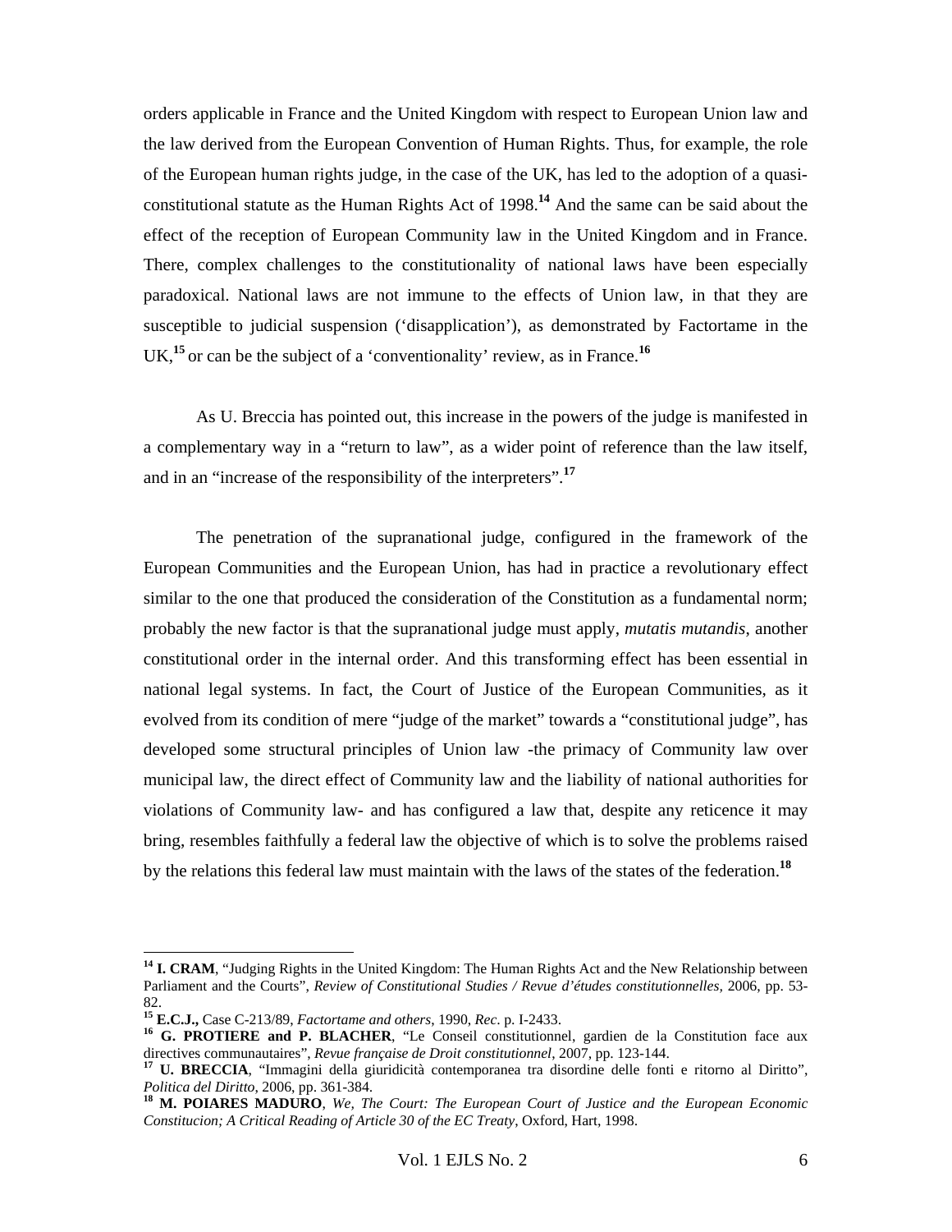orders applicable in France and the United Kingdom with respect to European Union law and the law derived from the European Convention of Human Rights. Thus, for example, the role of the European human rights judge, in the case of the UK, has led to the adoption of a quasi-constitutional statute as the Human Rights Act of 1998.[14] And the same can be said about the effect of the reception of European Community law in the United Kingdom and in France. There, complex challenges to the constitutionality of national laws have been especially paradoxical. National laws are not immune to the effects of Union law, in that they are susceptible to judicial suspension ('disapplication'), as demonstrated by Factortame in the UK,[15] or can be the subject of a 'conventionality' review, as in France.[16]

As U. Breccia has pointed out, this increase in the powers of the judge is manifested in a complementary way in a "return to law", as a wider point of reference than the law itself, and in an "increase of the responsibility of the interpreters".[17]

The penetration of the supranational judge, configured in the framework of the European Communities and the European Union, has had in practice a revolutionary effect similar to the one that produced the consideration of the Constitution as a fundamental norm; probably the new factor is that the supranational judge must apply, *mutatis mutandis*, another constitutional order in the internal order. And this transforming effect has been essential in national legal systems. In fact, the Court of Justice of the European Communities, as it evolved from its condition of mere "judge of the market" towards a "constitutional judge", has developed some structural principles of Union law -the primacy of Community law over municipal law, the direct effect of Community law and the liability of national authorities for violations of Community law- and has configured a law that, despite any reticence it may bring, resembles faithfully a federal law the objective of which is to solve the problems raised by the relations this federal law must maintain with the laws of the states of the federation.[18]

---

[14] **I. CRAM**, "Judging Rights in the United Kingdom: The Human Rights Act and the New Relationship between Parliament and the Courts", *Review of Constitutional Studies / Revue d'études constitutionnelles*, 2006, pp. 53-82.

[15] **E.C.J.,** Case C-213/89, *Factortame and others*, 1990, *Rec*. p. I-2433.

[16] **G. PROTIERE and P. BLACHER**, "Le Conseil constitutionnel, gardien de la Constitution face aux directives communautaires", *Revue française de Droit constitutionnel*, 2007, pp. 123-144.

[17] **U. BRECCIA**, "Immagini della giuridicità contemporanea tra disordine delle fonti e ritorno al Diritto", *Politica del Diritto*, 2006, pp. 361-384.

[18] **M. POIARES MADURO**, *We, The Court: The European Court of Justice and the European Economic Constitucion; A Critical Reading of Article 30 of the EC Treaty*, Oxford, Hart, 1998.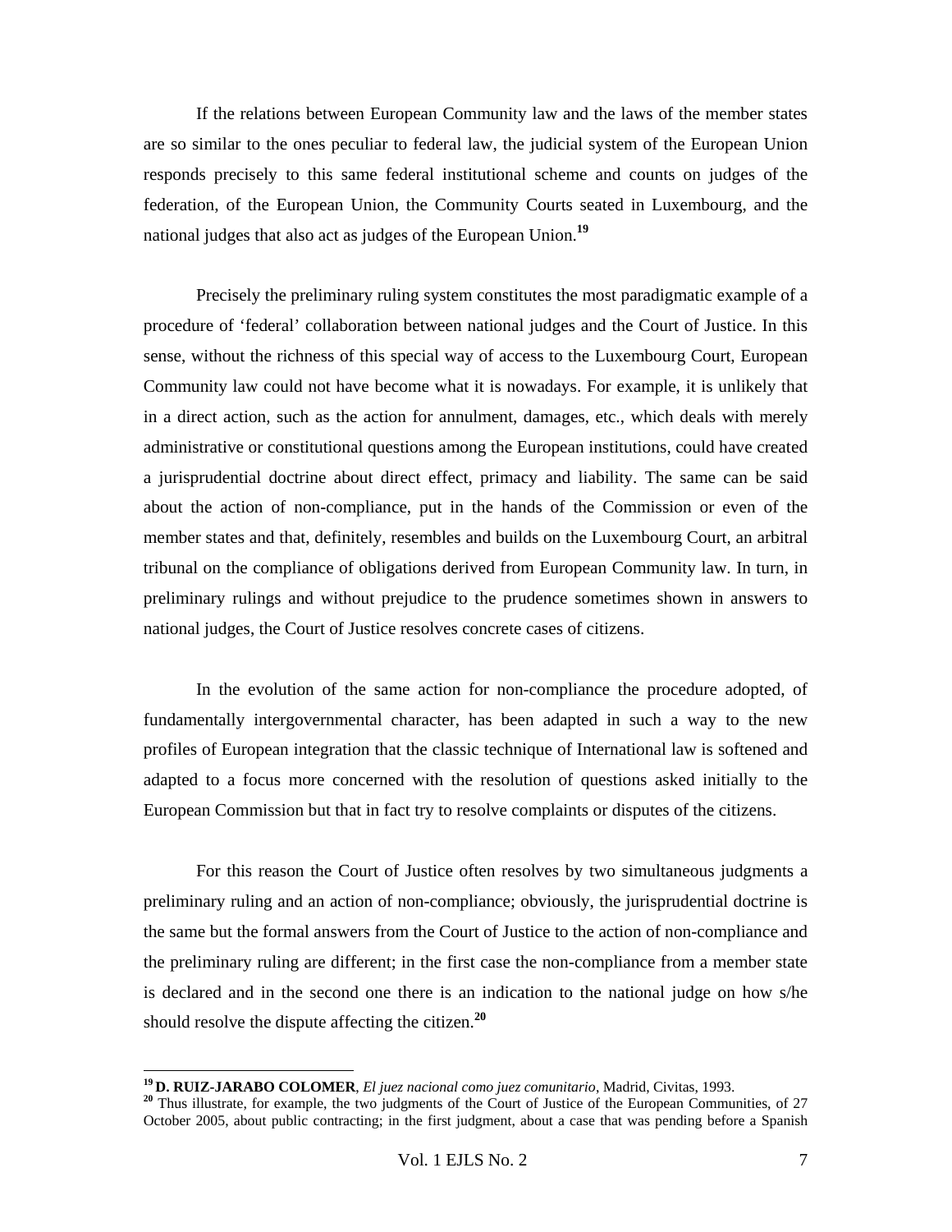If the relations between European Community law and the laws of the member states are so similar to the ones peculiar to federal law, the judicial system of the European Union responds precisely to this same federal institutional scheme and counts on judges of the federation, of the European Union, the Community Courts seated in Luxembourg, and the national judges that also act as judges of the European Union.[19]

Precisely the preliminary ruling system constitutes the most paradigmatic example of a procedure of 'federal' collaboration between national judges and the Court of Justice. In this sense, without the richness of this special way of access to the Luxembourg Court, European Community law could not have become what it is nowadays. For example, it is unlikely that in a direct action, such as the action for annulment, damages, etc., which deals with merely administrative or constitutional questions among the European institutions, could have created a jurisprudential doctrine about direct effect, primacy and liability. The same can be said about the action of non-compliance, put in the hands of the Commission or even of the member states and that, definitely, resembles and builds on the Luxembourg Court, an arbitral tribunal on the compliance of obligations derived from European Community law. In turn, in preliminary rulings and without prejudice to the prudence sometimes shown in answers to national judges, the Court of Justice resolves concrete cases of citizens.

In the evolution of the same action for non-compliance the procedure adopted, of fundamentally intergovernmental character, has been adapted in such a way to the new profiles of European integration that the classic technique of International law is softened and adapted to a focus more concerned with the resolution of questions asked initially to the European Commission but that in fact try to resolve complaints or disputes of the citizens.

For this reason the Court of Justice often resolves by two simultaneous judgments a preliminary ruling and an action of non-compliance; obviously, the jurisprudential doctrine is the same but the formal answers from the Court of Justice to the action of non-compliance and the preliminary ruling are different; in the first case the non-compliance from a member state is declared and in the second one there is an indication to the national judge on how s/he should resolve the dispute affecting the citizen.[20]

---

[19] **D. RUIZ-JARABO COLOMER**, *El juez nacional como juez comunitario*, Madrid, Civitas, 1993.

[20] Thus illustrate, for example, the two judgments of the Court of Justice of the European Communities, of 27 October 2005, about public contracting; in the first judgment, about a case that was pending before a Spanish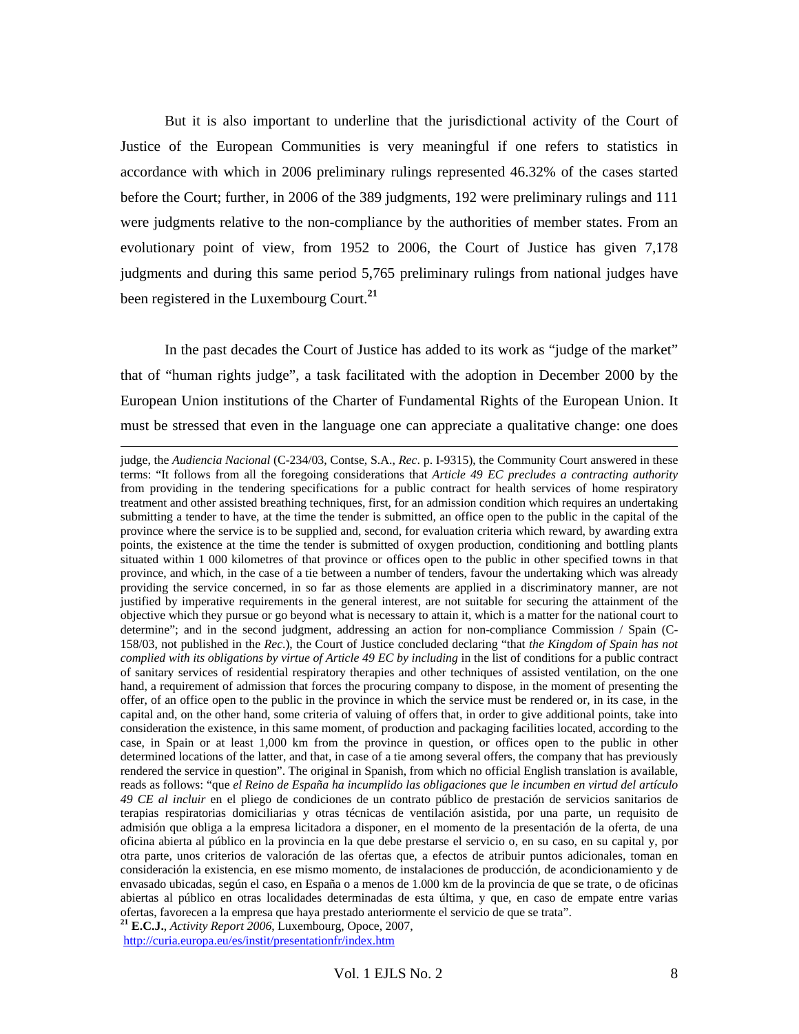But it is also important to underline that the jurisdictional activity of the Court of Justice of the European Communities is very meaningful if one refers to statistics in accordance with which in 2006 preliminary rulings represented 46.32% of the cases started before the Court; further, in 2006 of the 389 judgments, 192 were preliminary rulings and 111 were judgments relative to the non-compliance by the authorities of member states. From an evolutionary point of view, from 1952 to 2006, the Court of Justice has given 7,178 judgments and during this same period 5,765 preliminary rulings from national judges have been registered in the Luxembourg Court.[21]

In the past decades the Court of Justice has added to its work as "judge of the market" that of "human rights judge", a task facilitated with the adoption in December 2000 by the European Union institutions of the Charter of Fundamental Rights of the European Union. It must be stressed that even in the language one can appreciate a qualitative change: one does

---

judge, the *Audiencia Nacional* (C-234/03, Contse, S.A., *Rec*. p. I-9315), the Community Court answered in these terms: "It follows from all the foregoing considerations that *Article 49 EC precludes a contracting authority* from providing in the tendering specifications for a public contract for health services of home respiratory treatment and other assisted breathing techniques, first, for an admission condition which requires an undertaking submitting a tender to have, at the time the tender is submitted, an office open to the public in the capital of the province where the service is to be supplied and, second, for evaluation criteria which reward, by awarding extra points, the existence at the time the tender is submitted of oxygen production, conditioning and bottling plants situated within 1 000 kilometres of that province or offices open to the public in other specified towns in that province, and which, in the case of a tie between a number of tenders, favour the undertaking which was already providing the service concerned, in so far as those elements are applied in a discriminatory manner, are not justified by imperative requirements in the general interest, are not suitable for securing the attainment of the objective which they pursue or go beyond what is necessary to attain it, which is a matter for the national court to determine"; and in the second judgment, addressing an action for non-compliance Commission / Spain (C-158/03, not published in the *Rec*.), the Court of Justice concluded declaring "that *the Kingdom of Spain has not complied with its obligations by virtue of Article 49 EC by including* in the list of conditions for a public contract of sanitary services of residential respiratory therapies and other techniques of assisted ventilation, on the one hand, a requirement of admission that forces the procuring company to dispose, in the moment of presenting the offer, of an office open to the public in the province in which the service must be rendered or, in its case, in the capital and, on the other hand, some criteria of valuing of offers that, in order to give additional points, take into consideration the existence, in this same moment, of production and packaging facilities located, according to the case, in Spain or at least 1,000 km from the province in question, or offices open to the public in other determined locations of the latter, and that, in case of a tie among several offers, the company that has previously rendered the service in question". The original in Spanish, from which no official English translation is available, reads as follows: "que *el Reino de España ha incumplido las obligaciones que le incumben en virtud del artículo 49 CE al incluir* en el pliego de condiciones de un contrato público de prestación de servicios sanitarios de terapias respiratorias domiciliarias y otras técnicas de ventilación asistida, por una parte, un requisito de admisión que obliga a la empresa licitadora a disponer, en el momento de la presentación de la oferta, de una oficina abierta al público en la provincia en la que debe prestarse el servicio o, en su caso, en su capital y, por otra parte, unos criterios de valoración de las ofertas que, a efectos de atribuir puntos adicionales, toman en consideración la existencia, en ese mismo momento, de instalaciones de producción, de acondicionamiento y de envasado ubicadas, según el caso, en España o a menos de 1.000 km de la provincia de que se trate, o de oficinas abiertas al público en otras localidades determinadas de esta última, y que, en caso de empate entre varias ofertas, favorecen a la empresa que haya prestado anteriormente el servicio de que se trata".

[21] **E.C.J.**, *Activity Report 2006*, Luxembourg, Opoce, 2007, http://curia.europa.eu/es/instit/presentationfr/index.htm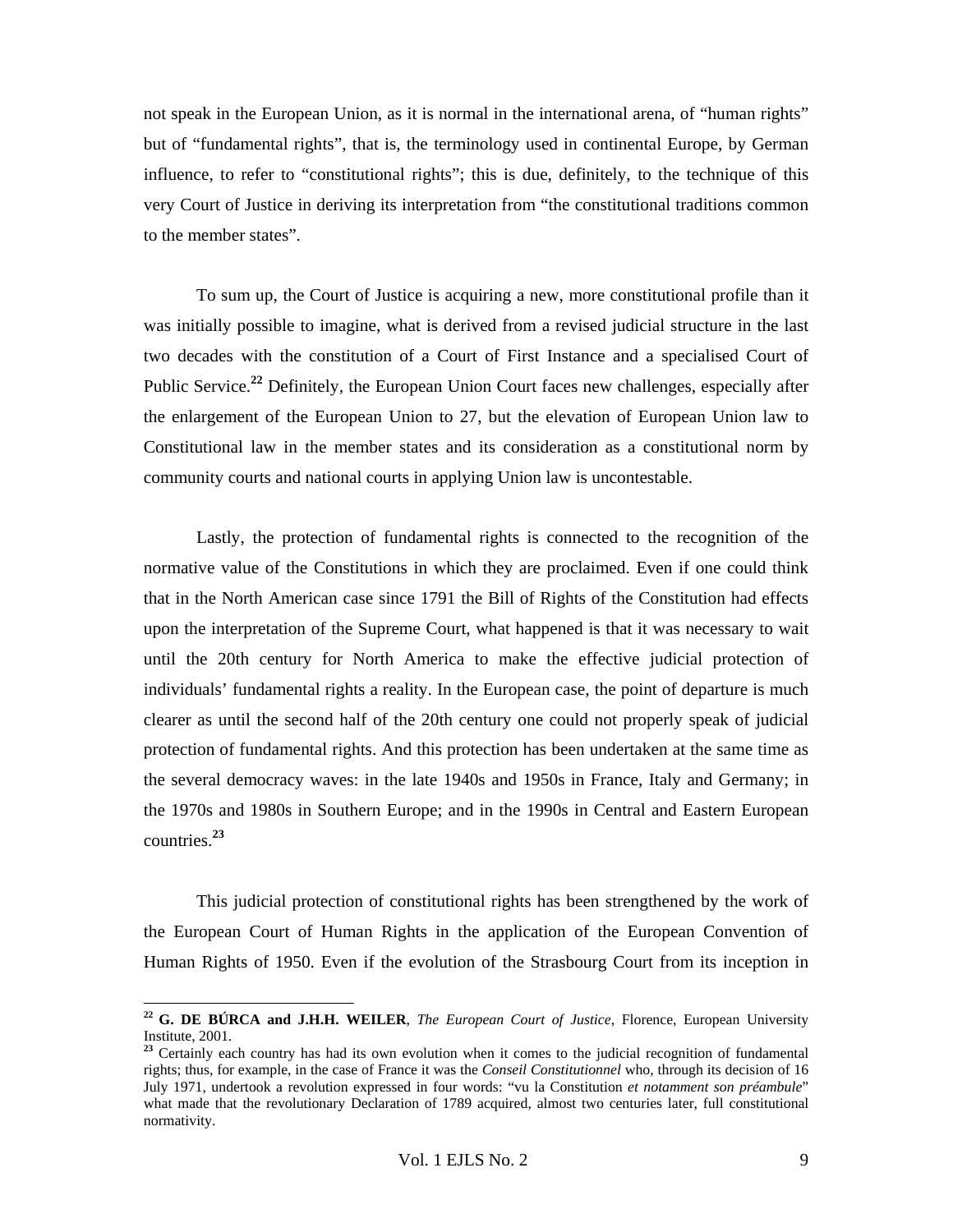not speak in the European Union, as it is normal in the international arena, of "human rights" but of "fundamental rights", that is, the terminology used in continental Europe, by German influence, to refer to "constitutional rights"; this is due, definitely, to the technique of this very Court of Justice in deriving its interpretation from "the constitutional traditions common to the member states".

To sum up, the Court of Justice is acquiring a new, more constitutional profile than it was initially possible to imagine, what is derived from a revised judicial structure in the last two decades with the constitution of a Court of First Instance and a specialised Court of Public Service.[22] Definitely, the European Union Court faces new challenges, especially after the enlargement of the European Union to 27, but the elevation of European Union law to Constitutional law in the member states and its consideration as a constitutional norm by community courts and national courts in applying Union law is uncontestable.

Lastly, the protection of fundamental rights is connected to the recognition of the normative value of the Constitutions in which they are proclaimed. Even if one could think that in the North American case since 1791 the Bill of Rights of the Constitution had effects upon the interpretation of the Supreme Court, what happened is that it was necessary to wait until the 20th century for North America to make the effective judicial protection of individuals' fundamental rights a reality. In the European case, the point of departure is much clearer as until the second half of the 20th century one could not properly speak of judicial protection of fundamental rights. And this protection has been undertaken at the same time as the several democracy waves: in the late 1940s and 1950s in France, Italy and Germany; in the 1970s and 1980s in Southern Europe; and in the 1990s in Central and Eastern European countries.[23]

This judicial protection of constitutional rights has been strengthened by the work of the European Court of Human Rights in the application of the European Convention of Human Rights of 1950. Even if the evolution of the Strasbourg Court from its inception in

---

[22] **G. DE BÚRCA and J.H.H. WEILER**, *The European Court of Justice*, Florence, European University Institute, 2001.

[23] Certainly each country has had its own evolution when it comes to the judicial recognition of fundamental rights; thus, for example, in the case of France it was the *Conseil Constitutionnel* who, through its decision of 16 July 1971, undertook a revolution expressed in four words: "vu la Constitution *et notamment son préambule*" what made that the revolutionary Declaration of 1789 acquired, almost two centuries later, full constitutional normativity.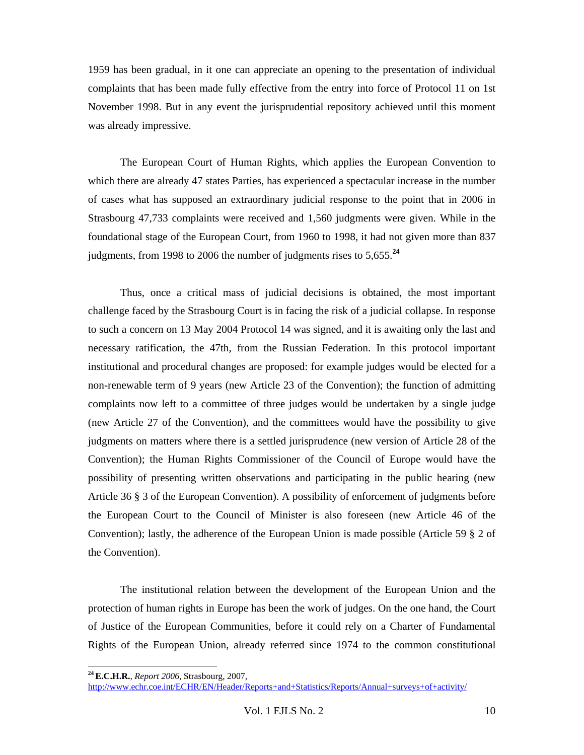1959 has been gradual, in it one can appreciate an opening to the presentation of individual complaints that has been made fully effective from the entry into force of Protocol 11 on 1st November 1998. But in any event the jurisprudential repository achieved until this moment was already impressive.

The European Court of Human Rights, which applies the European Convention to which there are already 47 states Parties, has experienced a spectacular increase in the number of cases what has supposed an extraordinary judicial response to the point that in 2006 in Strasbourg 47,733 complaints were received and 1,560 judgments were given. While in the foundational stage of the European Court, from 1960 to 1998, it had not given more than 837 judgments, from 1998 to 2006 the number of judgments rises to 5,655.[24]

Thus, once a critical mass of judicial decisions is obtained, the most important challenge faced by the Strasbourg Court is in facing the risk of a judicial collapse. In response to such a concern on 13 May 2004 Protocol 14 was signed, and it is awaiting only the last and necessary ratification, the 47th, from the Russian Federation. In this protocol important institutional and procedural changes are proposed: for example judges would be elected for a non-renewable term of 9 years (new Article 23 of the Convention); the function of admitting complaints now left to a committee of three judges would be undertaken by a single judge (new Article 27 of the Convention), and the committees would have the possibility to give judgments on matters where there is a settled jurisprudence (new version of Article 28 of the Convention); the Human Rights Commissioner of the Council of Europe would have the possibility of presenting written observations and participating in the public hearing (new Article 36 § 3 of the European Convention). A possibility of enforcement of judgments before the European Court to the Council of Minister is also foreseen (new Article 46 of the Convention); lastly, the adherence of the European Union is made possible (Article 59 § 2 of the Convention).

The institutional relation between the development of the European Union and the protection of human rights in Europe has been the work of judges. On the one hand, the Court of Justice of the European Communities, before it could rely on a Charter of Fundamental Rights of the European Union, already referred since 1974 to the common constitutional

---

[24] **E.C.H.R.**, *Report 2006*, Strasbourg, 2007, http://www.echr.coe.int/ECHR/EN/Header/Reports+and+Statistics/Reports/Annual+surveys+of+activity/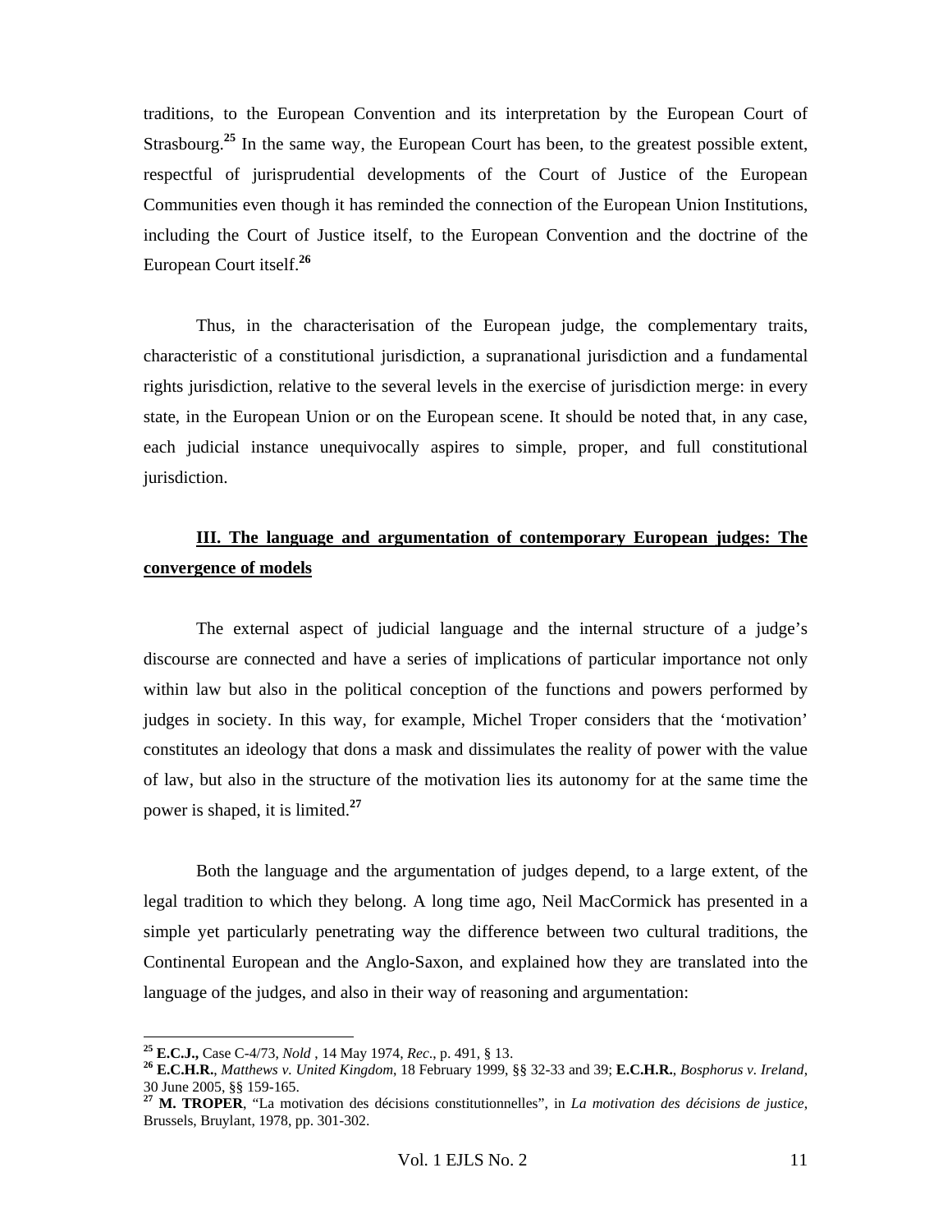traditions, to the European Convention and its interpretation by the European Court of Strasbourg.[25] In the same way, the European Court has been, to the greatest possible extent, respectful of jurisprudential developments of the Court of Justice of the European Communities even though it has reminded the connection of the European Union Institutions, including the Court of Justice itself, to the European Convention and the doctrine of the European Court itself.[26]

Thus, in the characterisation of the European judge, the complementary traits, characteristic of a constitutional jurisdiction, a supranational jurisdiction and a fundamental rights jurisdiction, relative to the several levels in the exercise of jurisdiction merge: in every state, in the European Union or on the European scene. It should be noted that, in any case, each judicial instance unequivocally aspires to simple, proper, and full constitutional jurisdiction.

## III. The language and argumentation of contemporary European judges: The convergence of models

The external aspect of judicial language and the internal structure of a judge's discourse are connected and have a series of implications of particular importance not only within law but also in the political conception of the functions and powers performed by judges in society. In this way, for example, Michel Troper considers that the 'motivation' constitutes an ideology that dons a mask and dissimulates the reality of power with the value of law, but also in the structure of the motivation lies its autonomy for at the same time the power is shaped, it is limited.[27]

Both the language and the argumentation of judges depend, to a large extent, of the legal tradition to which they belong. A long time ago, Neil MacCormick has presented in a simple yet particularly penetrating way the difference between two cultural traditions, the Continental European and the Anglo-Saxon, and explained how they are translated into the language of the judges, and also in their way of reasoning and argumentation:

---

[25] **E.C.J.,** Case C-4/73, *Nold* , 14 May 1974, *Rec.*, p. 491, § 13.

[26] **E.C.H.R.**, *Matthews v. United Kingdom*, 18 February 1999, §§ 32-33 and 39; **E.C.H.R.**, *Bosphorus v. Ireland*, 30 June 2005, §§ 159-165.

[27] **M. TROPER**, "La motivation des décisions constitutionnelles", in *La motivation des décisions de justice*, Brussels, Bruylant, 1978, pp. 301-302.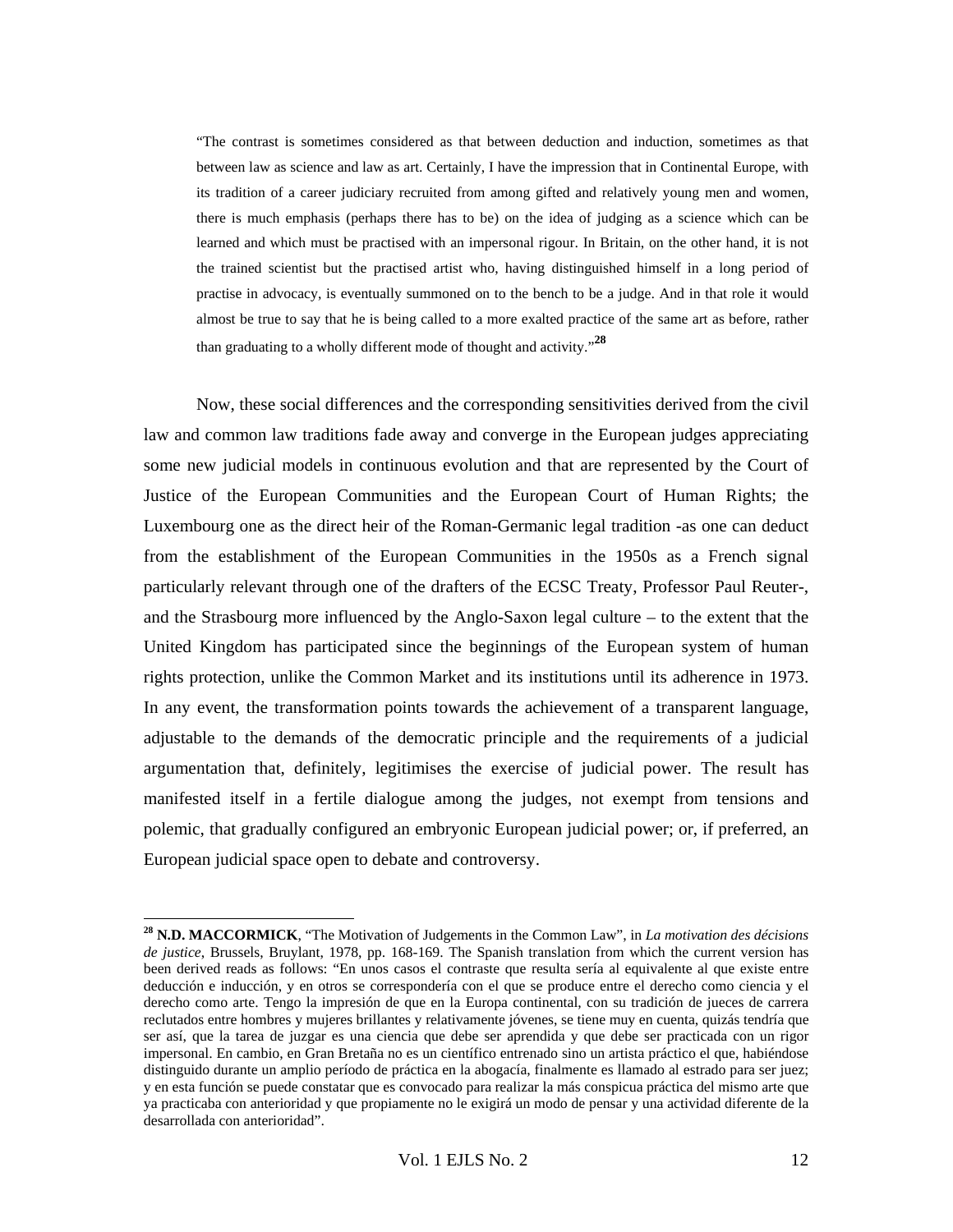> "The contrast is sometimes considered as that between deduction and induction, sometimes as that between law as science and law as art. Certainly, I have the impression that in Continental Europe, with its tradition of a career judiciary recruited from among gifted and relatively young men and women, there is much emphasis (perhaps there has to be) on the idea of judging as a science which can be learned and which must be practised with an impersonal rigour. In Britain, on the other hand, it is not the trained scientist but the practised artist who, having distinguished himself in a long period of practise in advocacy, is eventually summoned on to the bench to be a judge. And in that role it would almost be true to say that he is being called to a more exalted practice of the same art as before, rather than graduating to a wholly different mode of thought and activity."[28]

Now, these social differences and the corresponding sensitivities derived from the civil law and common law traditions fade away and converge in the European judges appreciating some new judicial models in continuous evolution and that are represented by the Court of Justice of the European Communities and the European Court of Human Rights; the Luxembourg one as the direct heir of the Roman-Germanic legal tradition -as one can deduct from the establishment of the European Communities in the 1950s as a French signal particularly relevant through one of the drafters of the ECSC Treaty, Professor Paul Reuter-, and the Strasbourg more influenced by the Anglo-Saxon legal culture – to the extent that the United Kingdom has participated since the beginnings of the European system of human rights protection, unlike the Common Market and its institutions until its adherence in 1973. In any event, the transformation points towards the achievement of a transparent language, adjustable to the demands of the democratic principle and the requirements of a judicial argumentation that, definitely, legitimises the exercise of judicial power. The result has manifested itself in a fertile dialogue among the judges, not exempt from tensions and polemic, that gradually configured an embryonic European judicial power; or, if preferred, an European judicial space open to debate and controversy.

---

[28] **N.D. MACCORMICK**, "The Motivation of Judgements in the Common Law", in *La motivation des décisions de justice*, Brussels, Bruylant, 1978, pp. 168-169. The Spanish translation from which the current version has been derived reads as follows: "En unos casos el contraste que resulta sería al equivalente al que existe entre deducción e inducción, y en otros se correspondería con el que se produce entre el derecho como ciencia y el derecho como arte. Tengo la impresión de que en la Europa continental, con su tradición de jueces de carrera reclutados entre hombres y mujeres brillantes y relativamente jóvenes, se tiene muy en cuenta, quizás tendría que ser así, que la tarea de juzgar es una ciencia que debe ser aprendida y que debe ser practicada con un rigor impersonal. En cambio, en Gran Bretaña no es un científico entrenado sino un artista práctico el que, habiéndose distinguido durante un amplio período de práctica en la abogacía, finalmente es llamado al estrado para ser juez; y en esta función se puede constatar que es convocado para realizar la más conspicua práctica del mismo arte que ya practicaba con anterioridad y que propiamente no le exigirá un modo de pensar y una actividad diferente de la desarrollada con anterioridad".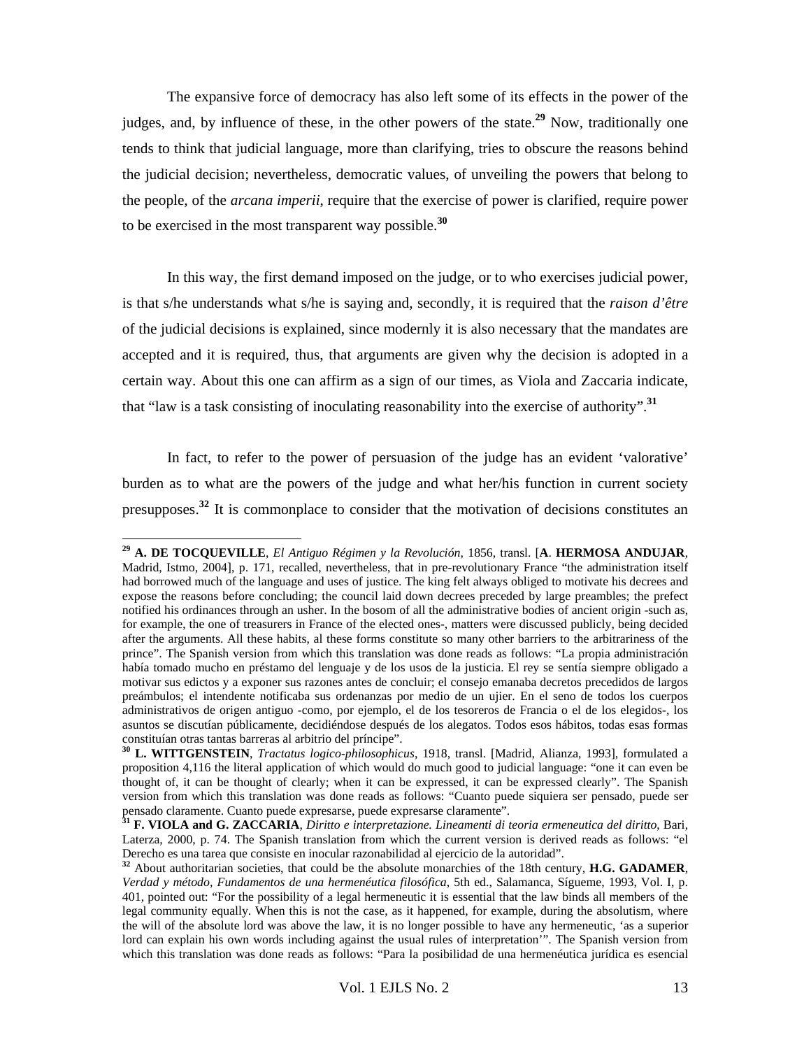The expansive force of democracy has also left some of its effects in the power of the judges, and, by influence of these, in the other powers of the state.[29] Now, traditionally one tends to think that judicial language, more than clarifying, tries to obscure the reasons behind the judicial decision; nevertheless, democratic values, of unveiling the powers that belong to the people, of the *arcana imperii*, require that the exercise of power is clarified, require power to be exercised in the most transparent way possible.[30]

In this way, the first demand imposed on the judge, or to who exercises judicial power, is that s/he understands what s/he is saying and, secondly, it is required that the *raison d'être* of the judicial decisions is explained, since modernly it is also necessary that the mandates are accepted and it is required, thus, that arguments are given why the decision is adopted in a certain way. About this one can affirm as a sign of our times, as Viola and Zaccaria indicate, that "law is a task consisting of inoculating reasonability into the exercise of authority".[31]

In fact, to refer to the power of persuasion of the judge has an evident 'valorative' burden as to what are the powers of the judge and what her/his function in current society presupposes.[32] It is commonplace to consider that the motivation of decisions constitutes an

---

[29] **A. DE TOCQUEVILLE**, *El Antiguo Régimen y la Revolución*, 1856, transl. [**A**. **HERMOSA ANDUJAR**, Madrid, Istmo, 2004], p. 171, recalled, nevertheless, that in pre-revolutionary France "the administration itself had borrowed much of the language and uses of justice. The king felt always obliged to motivate his decrees and expose the reasons before concluding; the council laid down decrees preceded by large preambles; the prefect notified his ordinances through an usher. In the bosom of all the administrative bodies of ancient origin -such as, for example, the one of treasurers in France of the elected ones-, matters were discussed publicly, being decided after the arguments. All these habits, al these forms constitute so many other barriers to the arbitrariness of the prince". The Spanish version from which this translation was done reads as follows: "La propia administración había tomado mucho en préstamo del lenguaje y de los usos de la justicia. El rey se sentía siempre obligado a motivar sus edictos y a exponer sus razones antes de concluir; el consejo emanaba decretos precedidos de largos preámbulos; el intendente notificaba sus ordenanzas por medio de un ujier. En el seno de todos los cuerpos administrativos de origen antiguo -como, por ejemplo, el de los tesoreros de Francia o el de los elegidos-, los asuntos se discutían públicamente, decidiéndose después de los alegatos. Todos esos hábitos, todas esas formas constituían otras tantas barreras al arbitrio del príncipe".

[30] **L. WITTGENSTEIN**, *Tractatus logico-philosophicus*, 1918, transl. [Madrid, Alianza, 1993], formulated a proposition 4,116 the literal application of which would do much good to judicial language: "one it can even be thought of, it can be thought of clearly; when it can be expressed, it can be expressed clearly". The Spanish version from which this translation was done reads as follows: "Cuanto puede siquiera ser pensado, puede ser pensado claramente. Cuanto puede expresarse, puede expresarse claramente".

[31] **F. VIOLA and G. ZACCARIA**, *Diritto e interpretazione. Lineamenti di teoria ermeneutica del diritto*, Bari, Laterza, 2000, p. 74. The Spanish translation from which the current version is derived reads as follows: "el Derecho es una tarea que consiste en inocular razonabilidad al ejercicio de la autoridad".

[32] About authoritarian societies, that could be the absolute monarchies of the 18th century, **H.G. GADAMER**, *Verdad y método, Fundamentos de una hermenéutica filosófica*, 5th ed., Salamanca, Sígueme, 1993, Vol. I, p. 401, pointed out: "For the possibility of a legal hermeneutic it is essential that the law binds all members of the legal community equally. When this is not the case, as it happened, for example, during the absolutism, where the will of the absolute lord was above the law, it is no longer possible to have any hermeneutic, 'as a superior lord can explain his own words including against the usual rules of interpretation'". The Spanish version from which this translation was done reads as follows: "Para la posibilidad de una hermenéutica jurídica es esencial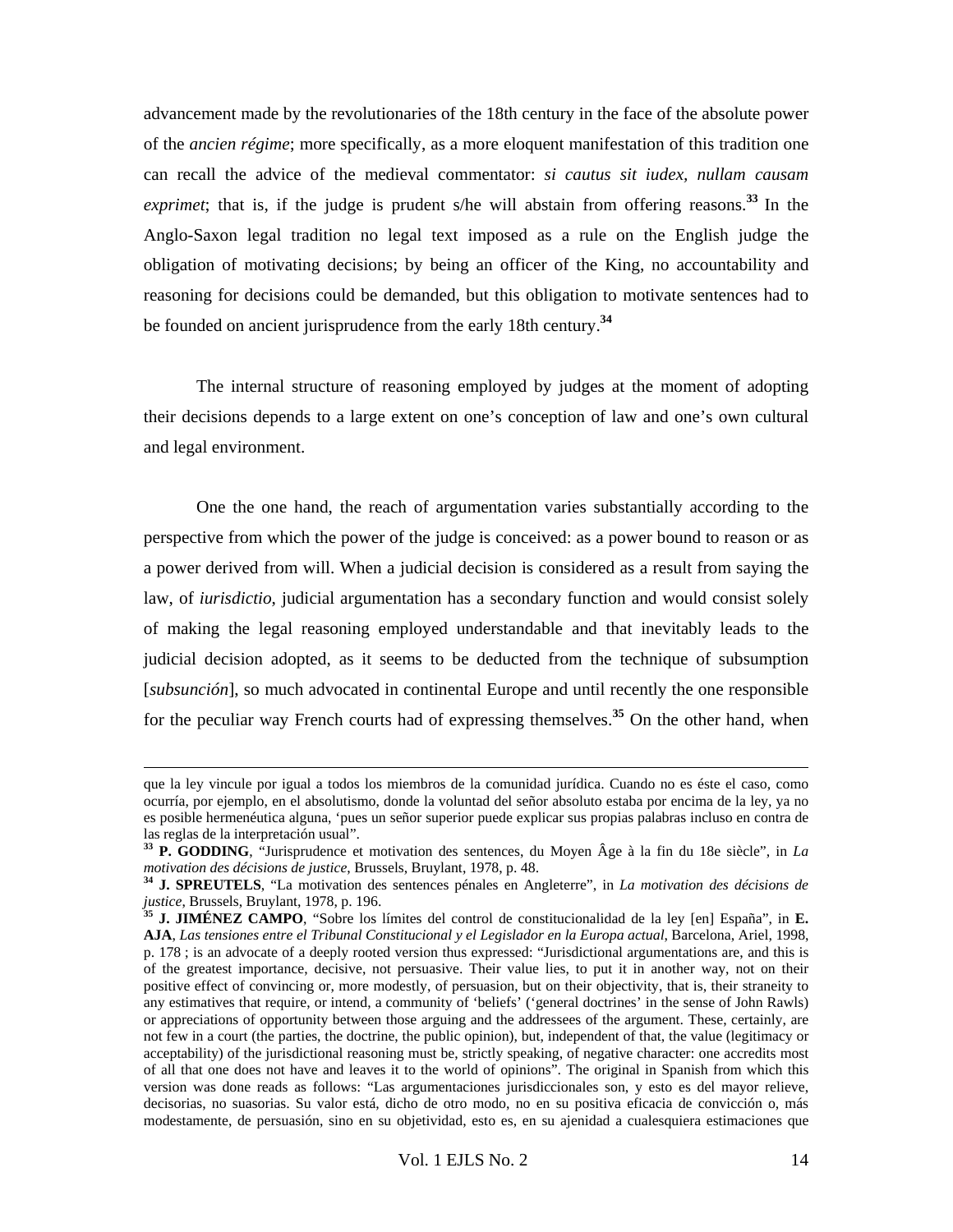advancement made by the revolutionaries of the 18th century in the face of the absolute power of the *ancien régime*; more specifically, as a more eloquent manifestation of this tradition one can recall the advice of the medieval commentator: *si cautus sit iudex, nullam causam exprimet*; that is, if the judge is prudent s/he will abstain from offering reasons.[33] In the Anglo-Saxon legal tradition no legal text imposed as a rule on the English judge the obligation of motivating decisions; by being an officer of the King, no accountability and reasoning for decisions could be demanded, but this obligation to motivate sentences had to be founded on ancient jurisprudence from the early 18th century.[34]

The internal structure of reasoning employed by judges at the moment of adopting their decisions depends to a large extent on one's conception of law and one's own cultural and legal environment.

One the one hand, the reach of argumentation varies substantially according to the perspective from which the power of the judge is conceived: as a power bound to reason or as a power derived from will. When a judicial decision is considered as a result from saying the law, of *iurisdictio*, judicial argumentation has a secondary function and would consist solely of making the legal reasoning employed understandable and that inevitably leads to the judicial decision adopted, as it seems to be deducted from the technique of subsumption [*subsunción*], so much advocated in continental Europe and until recently the one responsible for the peculiar way French courts had of expressing themselves.[35] On the other hand, when

---

que la ley vincule por igual a todos los miembros de la comunidad jurídica. Cuando no es éste el caso, como ocurría, por ejemplo, en el absolutismo, donde la voluntad del señor absoluto estaba por encima de la ley, ya no es posible hermenéutica alguna, 'pues un señor superior puede explicar sus propias palabras incluso en contra de las reglas de la interpretación usual".

[33] **P. GODDING**, "Jurisprudence et motivation des sentences, du Moyen Âge à la fin du 18e siècle", in *La motivation des décisions de justice*, Brussels, Bruylant, 1978, p. 48.

[34] **J. SPREUTELS**, "La motivation des sentences pénales en Angleterre", in *La motivation des décisions de justice*, Brussels, Bruylant, 1978, p. 196.

[35] **J. JIMÉNEZ CAMPO**, "Sobre los límites del control de constitucionalidad de la ley [en] España", in **E. AJA**, *Las tensiones entre el Tribunal Constitucional y el Legislador en la Europa actual*, Barcelona, Ariel, 1998, p. 178 ; is an advocate of a deeply rooted version thus expressed: "Jurisdictional argumentations are, and this is of the greatest importance, decisive, not persuasive. Their value lies, to put it in another way, not on their positive effect of convincing or, more modestly, of persuasion, but on their objectivity, that is, their straneity to any estimatives that require, or intend, a community of 'beliefs' ('general doctrines' in the sense of John Rawls) or appreciations of opportunity between those arguing and the addressees of the argument. These, certainly, are not few in a court (the parties, the doctrine, the public opinion), but, independent of that, the value (legitimacy or acceptability) of the jurisdictional reasoning must be, strictly speaking, of negative character: one accredits most of all that one does not have and leaves it to the world of opinions". The original in Spanish from which this version was done reads as follows: "Las argumentaciones jurisdiccionales son, y esto es del mayor relieve, decisorias, no suasorias. Su valor está, dicho de otro modo, no en su positiva eficacia de convicción o, más modestamente, de persuasión, sino en su objetividad, esto es, en su ajenidad a cualesquiera estimaciones que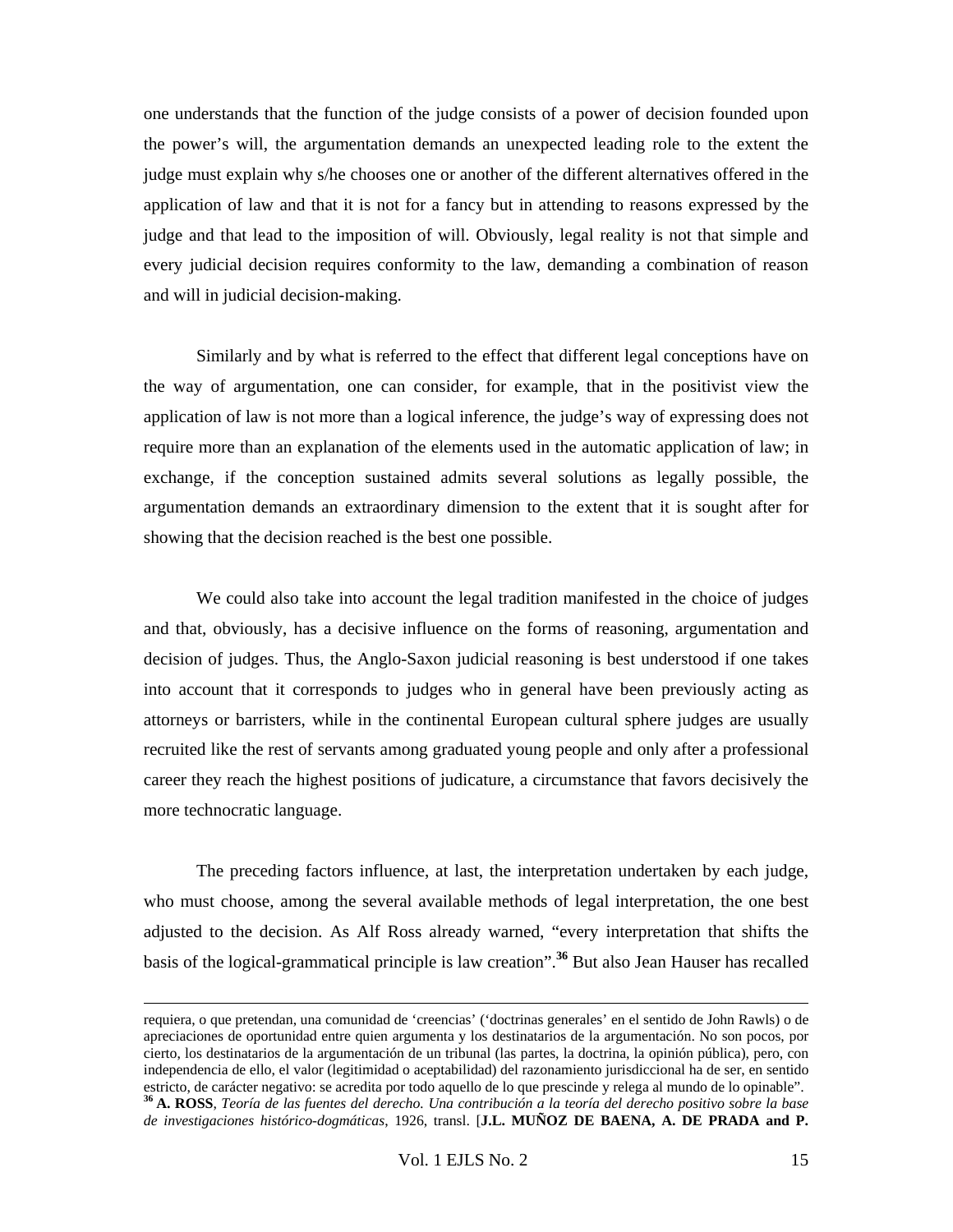one understands that the function of the judge consists of a power of decision founded upon the power's will, the argumentation demands an unexpected leading role to the extent the judge must explain why s/he chooses one or another of the different alternatives offered in the application of law and that it is not for a fancy but in attending to reasons expressed by the judge and that lead to the imposition of will. Obviously, legal reality is not that simple and every judicial decision requires conformity to the law, demanding a combination of reason and will in judicial decision-making.

Similarly and by what is referred to the effect that different legal conceptions have on the way of argumentation, one can consider, for example, that in the positivist view the application of law is not more than a logical inference, the judge's way of expressing does not require more than an explanation of the elements used in the automatic application of law; in exchange, if the conception sustained admits several solutions as legally possible, the argumentation demands an extraordinary dimension to the extent that it is sought after for showing that the decision reached is the best one possible.

We could also take into account the legal tradition manifested in the choice of judges and that, obviously, has a decisive influence on the forms of reasoning, argumentation and decision of judges. Thus, the Anglo-Saxon judicial reasoning is best understood if one takes into account that it corresponds to judges who in general have been previously acting as attorneys or barristers, while in the continental European cultural sphere judges are usually recruited like the rest of servants among graduated young people and only after a professional career they reach the highest positions of judicature, a circumstance that favors decisively the more technocratic language.

The preceding factors influence, at last, the interpretation undertaken by each judge, who must choose, among the several available methods of legal interpretation, the one best adjusted to the decision. As Alf Ross already warned, "every interpretation that shifts the basis of the logical-grammatical principle is law creation".[36] But also Jean Hauser has recalled

---

requiera, o que pretendan, una comunidad de 'creencias' ('doctrinas generales' en el sentido de John Rawls) o de apreciaciones de oportunidad entre quien argumenta y los destinatarios de la argumentación. No son pocos, por cierto, los destinatarios de la argumentación de un tribunal (las partes, la doctrina, la opinión pública), pero, con independencia de ello, el valor (legitimidad o aceptabilidad) del razonamiento jurisdiccional ha de ser, en sentido estricto, de carácter negativo: se acredita por todo aquello de lo que prescinde y relega al mundo de lo opinable".

[36] **A. ROSS**, *Teoría de las fuentes del derecho. Una contribución a la teoría del derecho positivo sobre la base de investigaciones histórico-dogmáticas*, 1926, transl. [**J.L. MUÑOZ DE BAENA, A. DE PRADA and P.**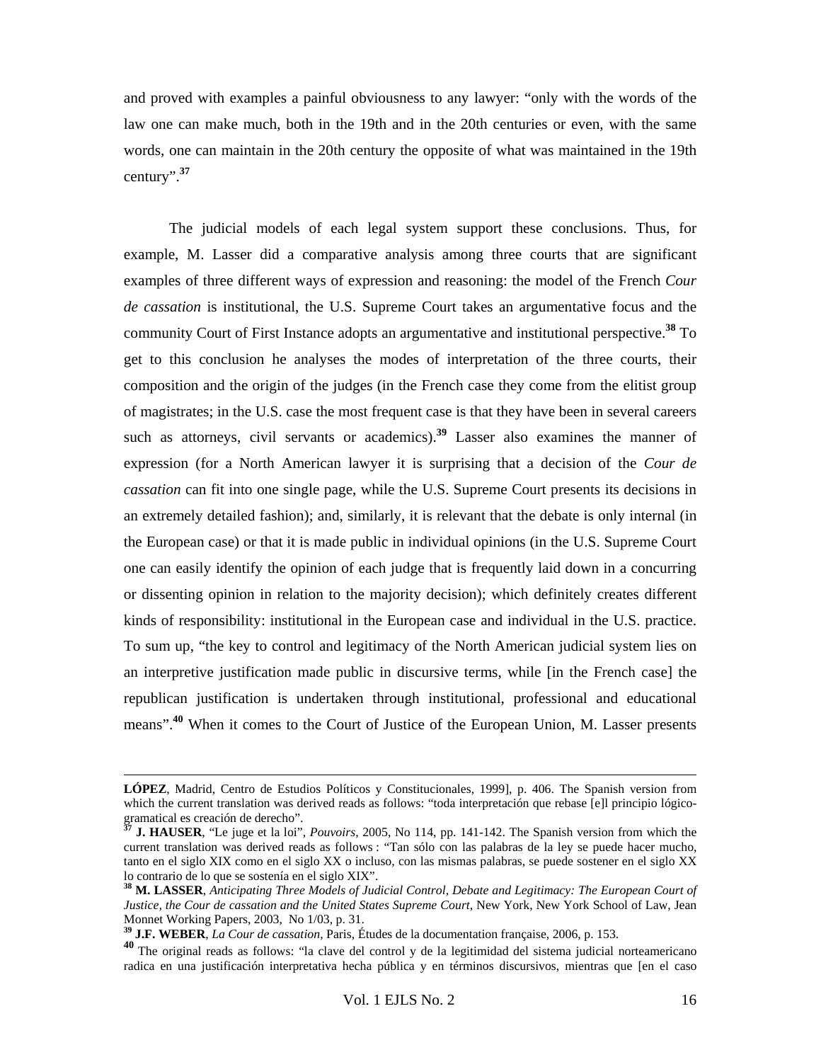and proved with examples a painful obviousness to any lawyer: "only with the words of the law one can make much, both in the 19th and in the 20th centuries or even, with the same words, one can maintain in the 20th century the opposite of what was maintained in the 19th century".[37]

The judicial models of each legal system support these conclusions. Thus, for example, M. Lasser did a comparative analysis among three courts that are significant examples of three different ways of expression and reasoning: the model of the French *Cour de cassation* is institutional, the U.S. Supreme Court takes an argumentative focus and the community Court of First Instance adopts an argumentative and institutional perspective.[38] To get to this conclusion he analyses the modes of interpretation of the three courts, their composition and the origin of the judges (in the French case they come from the elitist group of magistrates; in the U.S. case the most frequent case is that they have been in several careers such as attorneys, civil servants or academics).[39] Lasser also examines the manner of expression (for a North American lawyer it is surprising that a decision of the *Cour de cassation* can fit into one single page, while the U.S. Supreme Court presents its decisions in an extremely detailed fashion); and, similarly, it is relevant that the debate is only internal (in the European case) or that it is made public in individual opinions (in the U.S. Supreme Court one can easily identify the opinion of each judge that is frequently laid down in a concurring or dissenting opinion in relation to the majority decision); which definitely creates different kinds of responsibility: institutional in the European case and individual in the U.S. practice. To sum up, "the key to control and legitimacy of the North American judicial system lies on an interpretive justification made public in discursive terms, while [in the French case] the republican justification is undertaken through institutional, professional and educational means".[40] When it comes to the Court of Justice of the European Union, M. Lasser presents

---

**LÓPEZ**, Madrid, Centro de Estudios Políticos y Constitucionales, 1999], p. 406. The Spanish version from which the current translation was derived reads as follows: "toda interpretación que rebase [e]l principio lógico-gramatical es creación de derecho".

[37] **J. HAUSER**, "Le juge et la loi", *Pouvoirs*, 2005, No 114, pp. 141-142. The Spanish version from which the current translation was derived reads as follows : "Tan sólo con las palabras de la ley se puede hacer mucho, tanto en el siglo XIX como en el siglo XX o incluso, con las mismas palabras, se puede sostener en el siglo XX lo contrario de lo que se sostenía en el siglo XIX".

[38] **M. LASSER**, *Anticipating Three Models of Judicial Control, Debate and Legitimacy: The European Court of Justice, the Cour de cassation and the United States Supreme Court*, New York, New York School of Law, Jean Monnet Working Papers, 2003, No 1/03, p. 31.

[39] **J.F. WEBER**, *La Cour de cassation*, Paris, Études de la documentation française, 2006, p. 153.

[40] The original reads as follows: "la clave del control y de la legitimidad del sistema judicial norteamericano radica en una justificación interpretativa hecha pública y en términos discursivos, mientras que [en el caso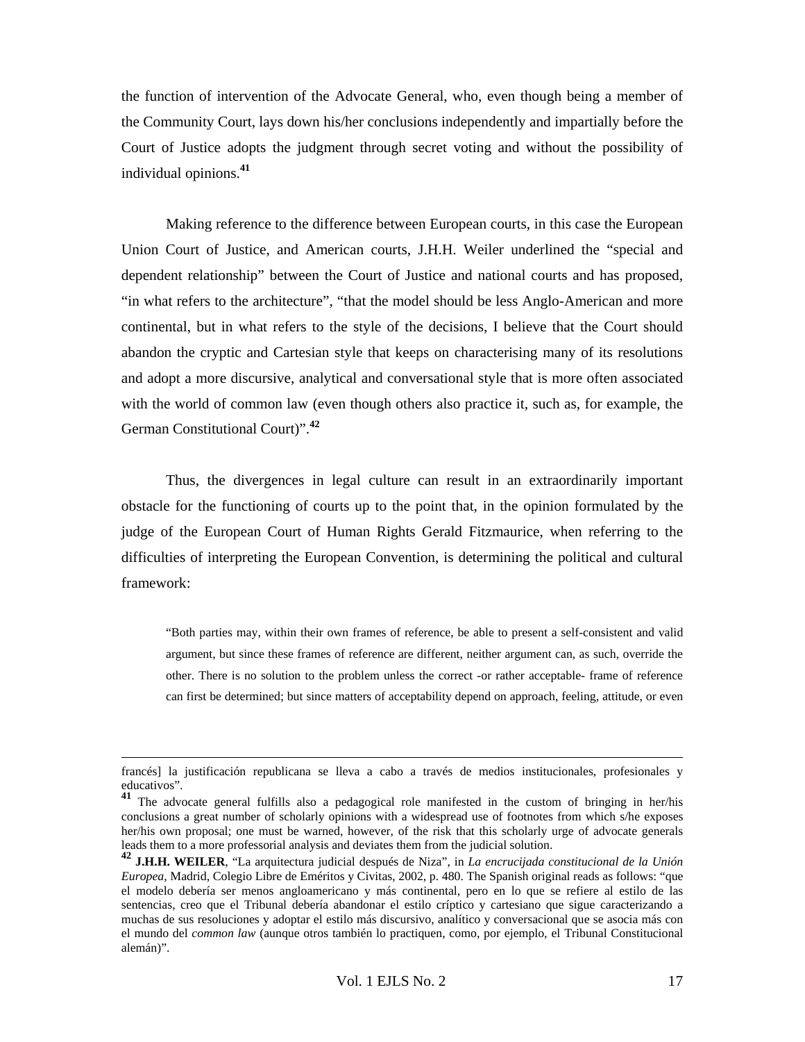the function of intervention of the Advocate General, who, even though being a member of the Community Court, lays down his/her conclusions independently and impartially before the Court of Justice adopts the judgment through secret voting and without the possibility of individual opinions.[41]

Making reference to the difference between European courts, in this case the European Union Court of Justice, and American courts, J.H.H. Weiler underlined the "special and dependent relationship" between the Court of Justice and national courts and has proposed, "in what refers to the architecture", "that the model should be less Anglo-American and more continental, but in what refers to the style of the decisions, I believe that the Court should abandon the cryptic and Cartesian style that keeps on characterising many of its resolutions and adopt a more discursive, analytical and conversational style that is more often associated with the world of common law (even though others also practice it, such as, for example, the German Constitutional Court)".[42]

Thus, the divergences in legal culture can result in an extraordinarily important obstacle for the functioning of courts up to the point that, in the opinion formulated by the judge of the European Court of Human Rights Gerald Fitzmaurice, when referring to the difficulties of interpreting the European Convention, is determining the political and cultural framework:

> "Both parties may, within their own frames of reference, be able to present a self-consistent and valid argument, but since these frames of reference are different, neither argument can, as such, override the other. There is no solution to the problem unless the correct -or rather acceptable- frame of reference can first be determined; but since matters of acceptability depend on approach, feeling, attitude, or even

---

francés] la justificación republicana se lleva a cabo a través de medios institucionales, profesionales y educativos".

[41] The advocate general fulfills also a pedagogical role manifested in the custom of bringing in her/his conclusions a great number of scholarly opinions with a widespread use of footnotes from which s/he exposes her/his own proposal; one must be warned, however, of the risk that this scholarly urge of advocate generals leads them to a more professorial analysis and deviates them from the judicial solution.

[42] **J.H.H. WEILER**, "La arquitectura judicial después de Niza", in *La encrucijada constitucional de la Unión Europea*, Madrid, Colegio Libre de Eméritos y Civitas, 2002, p. 480. The Spanish original reads as follows: "que el modelo debería ser menos angloamericano y más continental, pero en lo que se refiere al estilo de las sentencias, creo que el Tribunal debería abandonar el estilo críptico y cartesiano que sigue caracterizando a muchas de sus resoluciones y adoptar el estilo más discursivo, analítico y conversacional que se asocia más con el mundo del *common law* (aunque otros también lo practiquen, como, por ejemplo, el Tribunal Constitucional alemán)".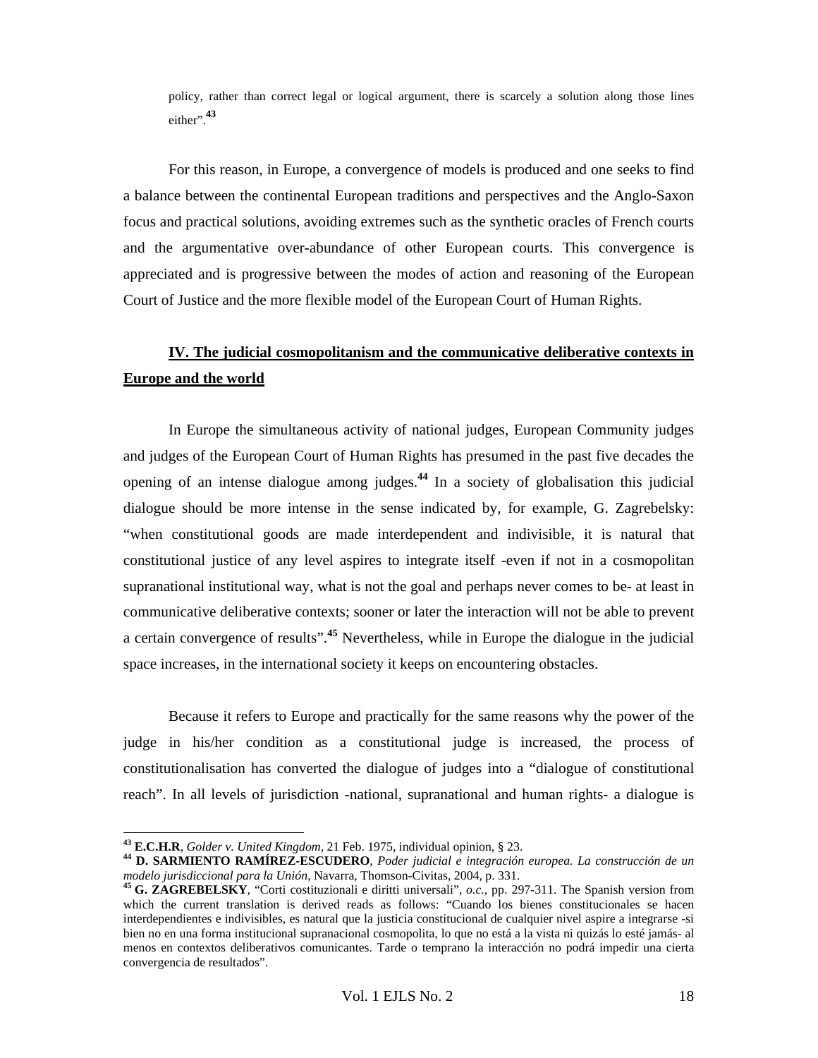policy, rather than correct legal or logical argument, there is scarcely a solution along those lines either".[43]

For this reason, in Europe, a convergence of models is produced and one seeks to find a balance between the continental European traditions and perspectives and the Anglo-Saxon focus and practical solutions, avoiding extremes such as the synthetic oracles of French courts and the argumentative over-abundance of other European courts. This convergence is appreciated and is progressive between the modes of action and reasoning of the European Court of Justice and the more flexible model of the European Court of Human Rights.

## IV. The judicial cosmopolitanism and the communicative deliberative contexts in Europe and the world

In Europe the simultaneous activity of national judges, European Community judges and judges of the European Court of Human Rights has presumed in the past five decades the opening of an intense dialogue among judges.[44] In a society of globalisation this judicial dialogue should be more intense in the sense indicated by, for example, G. Zagrebelsky: "when constitutional goods are made interdependent and indivisible, it is natural that constitutional justice of any level aspires to integrate itself -even if not in a cosmopolitan supranational institutional way, what is not the goal and perhaps never comes to be- at least in communicative deliberative contexts; sooner or later the interaction will not be able to prevent a certain convergence of results".[45] Nevertheless, while in Europe the dialogue in the judicial space increases, in the international society it keeps on encountering obstacles.

Because it refers to Europe and practically for the same reasons why the power of the judge in his/her condition as a constitutional judge is increased, the process of constitutionalisation has converted the dialogue of judges into a "dialogue of constitutional reach". In all levels of jurisdiction -national, supranational and human rights- a dialogue is

---

[43] **E.C.H.R**, *Golder v. United Kingdom*, 21 Feb. 1975, individual opinion, § 23.

[44] **D. SARMIENTO RAMÍREZ-ESCUDERO**, *Poder judicial e integración europea. La construcción de un modelo jurisdiccional para la Unión*, Navarra, Thomson-Civitas, 2004, p. 331.

[45] **G. ZAGREBELSKY**, "Corti costituzionali e diritti universali", *o.c.*, pp. 297-311. The Spanish version from which the current translation is derived reads as follows: "Cuando los bienes constitucionales se hacen interdependientes e indivisibles, es natural que la justicia constitucional de cualquier nivel aspire a integrarse -si bien no en una forma institucional supranacional cosmopolita, lo que no está a la vista ni quizás lo esté jamás- al menos en contextos deliberativos comunicantes. Tarde o temprano la interacción no podrá impedir una cierta convergencia de resultados".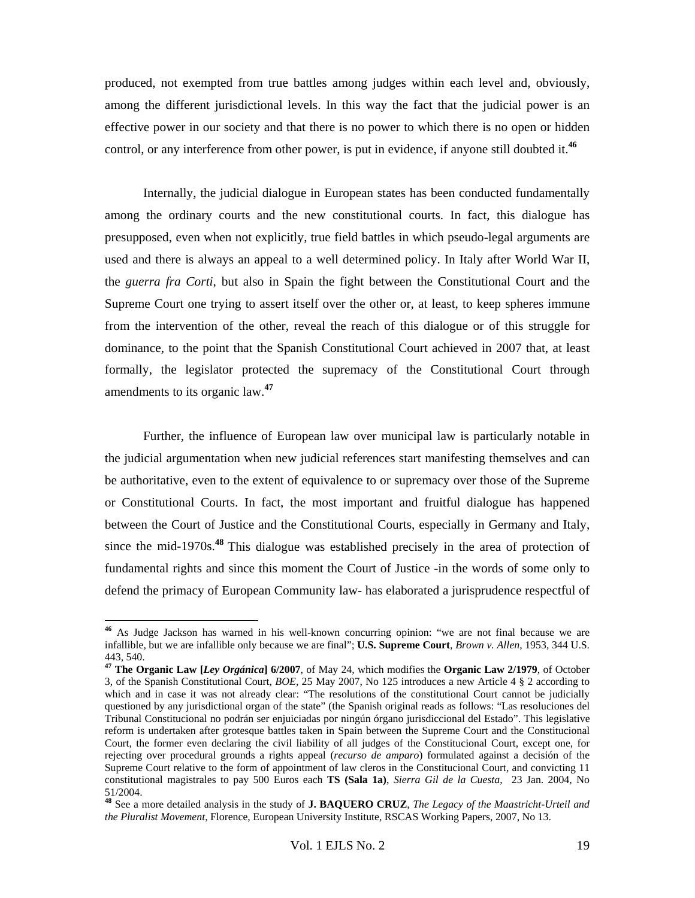produced, not exempted from true battles among judges within each level and, obviously, among the different jurisdictional levels. In this way the fact that the judicial power is an effective power in our society and that there is no power to which there is no open or hidden control, or any interference from other power, is put in evidence, if anyone still doubted it.[46]

Internally, the judicial dialogue in European states has been conducted fundamentally among the ordinary courts and the new constitutional courts. In fact, this dialogue has presupposed, even when not explicitly, true field battles in which pseudo-legal arguments are used and there is always an appeal to a well determined policy. In Italy after World War II, the *guerra fra Corti*, but also in Spain the fight between the Constitutional Court and the Supreme Court one trying to assert itself over the other or, at least, to keep spheres immune from the intervention of the other, reveal the reach of this dialogue or of this struggle for dominance, to the point that the Spanish Constitutional Court achieved in 2007 that, at least formally, the legislator protected the supremacy of the Constitutional Court through amendments to its organic law.[47]

Further, the influence of European law over municipal law is particularly notable in the judicial argumentation when new judicial references start manifesting themselves and can be authoritative, even to the extent of equivalence to or supremacy over those of the Supreme or Constitutional Courts. In fact, the most important and fruitful dialogue has happened between the Court of Justice and the Constitutional Courts, especially in Germany and Italy, since the mid-1970s.[48] This dialogue was established precisely in the area of protection of fundamental rights and since this moment the Court of Justice -in the words of some only to defend the primacy of European Community law- has elaborated a jurisprudence respectful of

---

[46] As Judge Jackson has warned in his well-known concurring opinion: "we are not final because we are infallible, but we are infallible only because we are final"; **U.S. Supreme Court**, *Brown v. Allen*, 1953, 344 U.S. 443, 540.

[47] **The Organic Law [*Ley Orgánica*] 6/2007**, of May 24, which modifies the **Organic Law 2/1979**, of October 3, of the Spanish Constitutional Court, *BOE*, 25 May 2007, No 125 introduces a new Article 4 § 2 according to which and in case it was not already clear: "The resolutions of the constitutional Court cannot be judicially questioned by any jurisdictional organ of the state" (the Spanish original reads as follows: "Las resoluciones del Tribunal Constitucional no podrán ser enjuiciadas por ningún órgano jurisdiccional del Estado". This legislative reform is undertaken after grotesque battles taken in Spain between the Supreme Court and the Constitucional Court, the former even declaring the civil liability of all judges of the Constitucional Court, except one, for rejecting over procedural grounds a rights appeal (*recurso de amparo*) formulated against a decisión of the Supreme Court relative to the form of appointment of law cleros in the Constitucional Court, and convicting 11 constitutional magistrales to pay 500 Euros each **TS (Sala 1a)**, *Sierra Gil de la Cuesta*, 23 Jan. 2004, No 51/2004.

[48] See a more detailed analysis in the study of **J. BAQUERO CRUZ**, *The Legacy of the Maastricht-Urteil and the Pluralist Movement*, Florence, European University Institute, RSCAS Working Papers, 2007, No 13.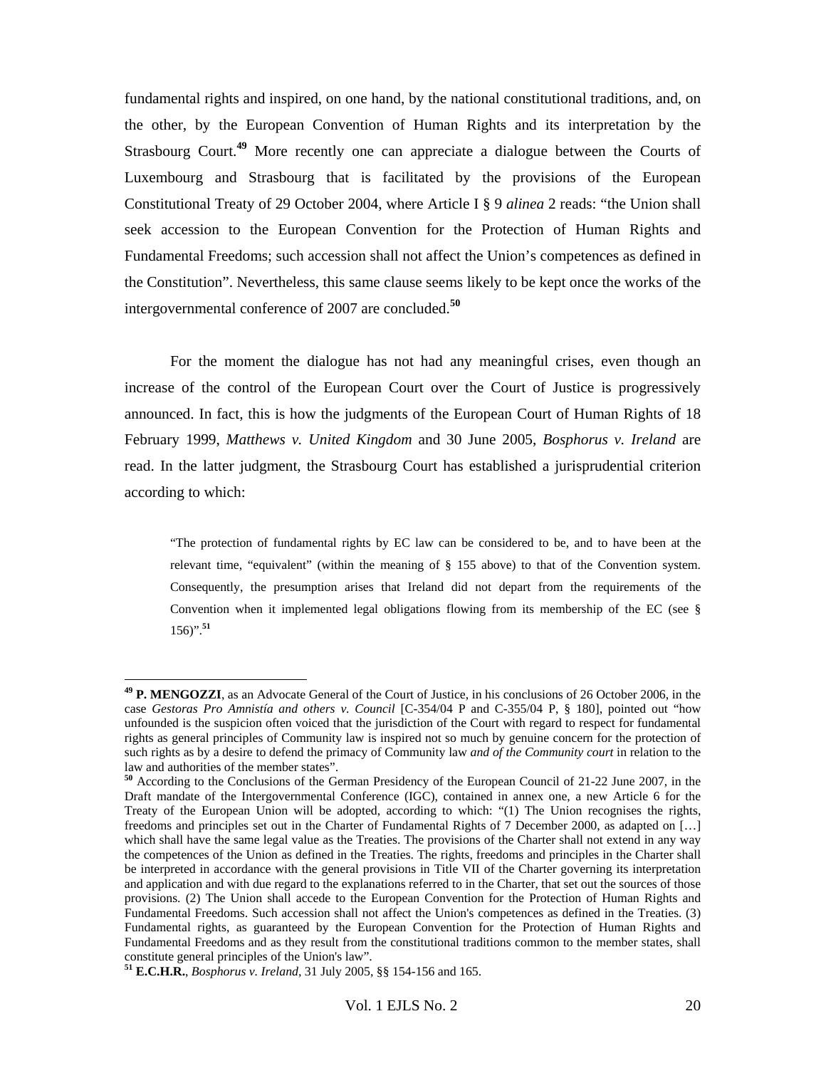fundamental rights and inspired, on one hand, by the national constitutional traditions, and, on the other, by the European Convention of Human Rights and its interpretation by the Strasbourg Court.[49] More recently one can appreciate a dialogue between the Courts of Luxembourg and Strasbourg that is facilitated by the provisions of the European Constitutional Treaty of 29 October 2004, where Article I § 9 *alinea* 2 reads: "the Union shall seek accession to the European Convention for the Protection of Human Rights and Fundamental Freedoms; such accession shall not affect the Union's competences as defined in the Constitution". Nevertheless, this same clause seems likely to be kept once the works of the intergovernmental conference of 2007 are concluded.[50]

For the moment the dialogue has not had any meaningful crises, even though an increase of the control of the European Court over the Court of Justice is progressively announced. In fact, this is how the judgments of the European Court of Human Rights of 18 February 1999, *Matthews v. United Kingdom* and 30 June 2005, *Bosphorus v. Ireland* are read. In the latter judgment, the Strasbourg Court has established a jurisprudential criterion according to which:

> "The protection of fundamental rights by EC law can be considered to be, and to have been at the relevant time, "equivalent" (within the meaning of § 155 above) to that of the Convention system. Consequently, the presumption arises that Ireland did not depart from the requirements of the Convention when it implemented legal obligations flowing from its membership of the EC (see § 156)".[51]

---

[49] **P. MENGOZZI**, as an Advocate General of the Court of Justice, in his conclusions of 26 October 2006, in the case *Gestoras Pro Amnistía and others v. Council* [C-354/04 P and C-355/04 P, § 180], pointed out "how unfounded is the suspicion often voiced that the jurisdiction of the Court with regard to respect for fundamental rights as general principles of Community law is inspired not so much by genuine concern for the protection of such rights as by a desire to defend the primacy of Community law *and of the Community court* in relation to the law and authorities of the member states".

[50] According to the Conclusions of the German Presidency of the European Council of 21-22 June 2007, in the Draft mandate of the Intergovernmental Conference (IGC), contained in annex one, a new Article 6 for the Treaty of the European Union will be adopted, according to which: "(1) The Union recognises the rights, freedoms and principles set out in the Charter of Fundamental Rights of 7 December 2000, as adapted on […] which shall have the same legal value as the Treaties. The provisions of the Charter shall not extend in any way the competences of the Union as defined in the Treaties. The rights, freedoms and principles in the Charter shall be interpreted in accordance with the general provisions in Title VII of the Charter governing its interpretation and application and with due regard to the explanations referred to in the Charter, that set out the sources of those provisions. (2) The Union shall accede to the European Convention for the Protection of Human Rights and Fundamental Freedoms. Such accession shall not affect the Union's competences as defined in the Treaties. (3) Fundamental rights, as guaranteed by the European Convention for the Protection of Human Rights and Fundamental Freedoms and as they result from the constitutional traditions common to the member states, shall constitute general principles of the Union's law".

[51] **E.C.H.R.**, *Bosphorus v. Ireland*, 31 July 2005, §§ 154-156 and 165.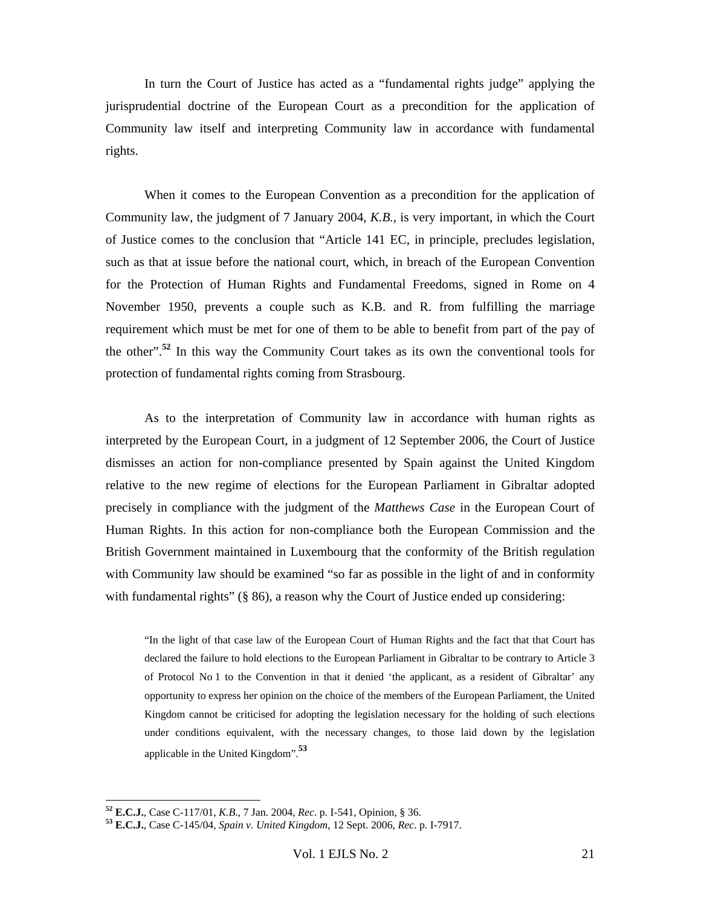In turn the Court of Justice has acted as a "fundamental rights judge" applying the jurisprudential doctrine of the European Court as a precondition for the application of Community law itself and interpreting Community law in accordance with fundamental rights.

When it comes to the European Convention as a precondition for the application of Community law, the judgment of 7 January 2004, *K.B.*, is very important, in which the Court of Justice comes to the conclusion that "Article 141 EC, in principle, precludes legislation, such as that at issue before the national court, which, in breach of the European Convention for the Protection of Human Rights and Fundamental Freedoms, signed in Rome on 4 November 1950, prevents a couple such as K.B. and R. from fulfilling the marriage requirement which must be met for one of them to be able to benefit from part of the pay of the other".[52] In this way the Community Court takes as its own the conventional tools for protection of fundamental rights coming from Strasbourg.

As to the interpretation of Community law in accordance with human rights as interpreted by the European Court, in a judgment of 12 September 2006, the Court of Justice dismisses an action for non-compliance presented by Spain against the United Kingdom relative to the new regime of elections for the European Parliament in Gibraltar adopted precisely in compliance with the judgment of the *Matthews Case* in the European Court of Human Rights. In this action for non-compliance both the European Commission and the British Government maintained in Luxembourg that the conformity of the British regulation with Community law should be examined "so far as possible in the light of and in conformity with fundamental rights" (§ 86), a reason why the Court of Justice ended up considering:

> "In the light of that case law of the European Court of Human Rights and the fact that that Court has declared the failure to hold elections to the European Parliament in Gibraltar to be contrary to Article 3 of Protocol No 1 to the Convention in that it denied 'the applicant, as a resident of Gibraltar' any opportunity to express her opinion on the choice of the members of the European Parliament, the United Kingdom cannot be criticised for adopting the legislation necessary for the holding of such elections under conditions equivalent, with the necessary changes, to those laid down by the legislation applicable in the United Kingdom".[53]

---

[52] **E.C.J.**, Case C-117/01, *K.B.*, 7 Jan. 2004, *Rec*. p. I-541, Opinion, § 36.

[53] **E.C.J.**, Case C-145/04, *Spain v. United Kingdom*, 12 Sept. 2006, *Rec.* p. I-7917.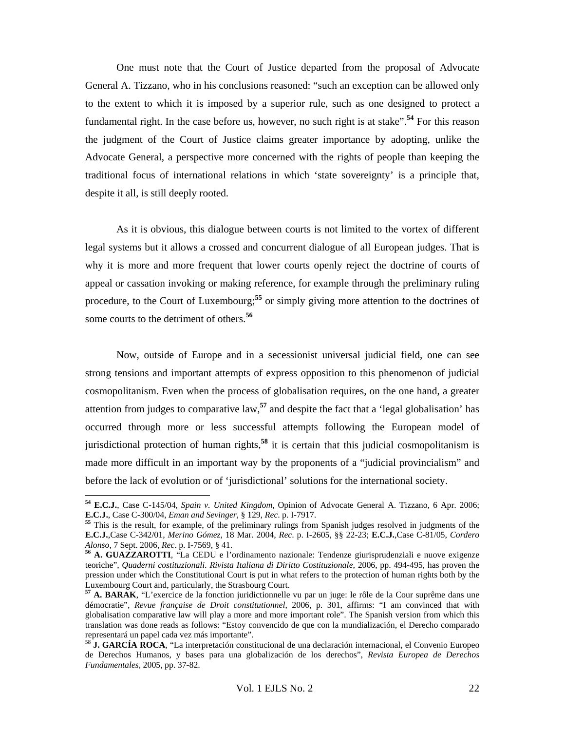One must note that the Court of Justice departed from the proposal of Advocate General A. Tizzano, who in his conclusions reasoned: "such an exception can be allowed only to the extent to which it is imposed by a superior rule, such as one designed to protect a fundamental right. In the case before us, however, no such right is at stake".[54] For this reason the judgment of the Court of Justice claims greater importance by adopting, unlike the Advocate General, a perspective more concerned with the rights of people than keeping the traditional focus of international relations in which 'state sovereignty' is a principle that, despite it all, is still deeply rooted.

As it is obvious, this dialogue between courts is not limited to the vortex of different legal systems but it allows a crossed and concurrent dialogue of all European judges. That is why it is more and more frequent that lower courts openly reject the doctrine of courts of appeal or cassation invoking or making reference, for example through the preliminary ruling procedure, to the Court of Luxembourg;[55] or simply giving more attention to the doctrines of some courts to the detriment of others.[56]

Now, outside of Europe and in a secessionist universal judicial field, one can see strong tensions and important attempts of express opposition to this phenomenon of judicial cosmopolitanism. Even when the process of globalisation requires, on the one hand, a greater attention from judges to comparative law,[57] and despite the fact that a 'legal globalisation' has occurred through more or less successful attempts following the European model of jurisdictional protection of human rights,[58] it is certain that this judicial cosmopolitanism is made more difficult in an important way by the proponents of a "judicial provincialism" and before the lack of evolution or of 'jurisdictional' solutions for the international society.

---

[54] **E.C.J.**, Case C-145/04, *Spain v. United Kingdom*, Opinion of Advocate General A. Tizzano, 6 Apr. 2006; **E.C.J.**, Case C-300/04, *Eman and Sevinger*, § 129, *Rec*. p. I-7917.

[55] This is the result, for example, of the preliminary rulings from Spanish judges resolved in judgments of the **E.C.J.**,Case C-342/01, *Merino Gómez,* 18 Mar. 2004, *Rec*. p. I-2605, §§ 22-23; **E.C.J.**,Case C-81/05, *Cordero Alonso,* 7 Sept. 2006, *Rec*. p. I-7569, § 41.

[56] **A. GUAZZAROTTI**, "La CEDU e l'ordinamento nazionale: Tendenze giurisprudenziali e nuove exigenze teoriche", *Quaderni costituzionali. Rivista Italiana di Diritto Costituzionale*, 2006, pp. 494-495, has proven the pression under which the Constitutional Court is put in what refers to the protection of human rights both by the Luxembourg Court and, particularly, the Strasbourg Court.

[57] **A. BARAK**, "L'exercice de la fonction juridictionnelle vu par un juge: le rôle de la Cour suprême dans une démocratie", *Revue française de Droit constitutionnel*, 2006, p. 301, affirms: "I am convinced that with globalisation comparative law will play a more and more important role". The Spanish version from which this translation was done reads as follows: "Estoy convencido de que con la mundialización, el Derecho comparado representará un papel cada vez más importante".

[58] **J. GARCÍA ROCA**, "La interpretación constitucional de una declaración internacional, el Convenio Europeo de Derechos Humanos, y bases para una globalización de los derechos", *Revista Europea de Derechos Fundamentales*, 2005, pp. 37-82.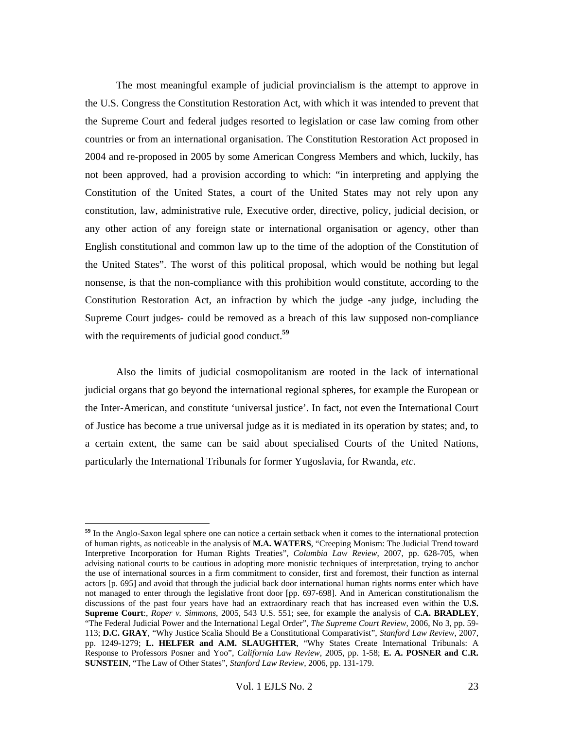The most meaningful example of judicial provincialism is the attempt to approve in the U.S. Congress the Constitution Restoration Act, with which it was intended to prevent that the Supreme Court and federal judges resorted to legislation or case law coming from other countries or from an international organisation. The Constitution Restoration Act proposed in 2004 and re-proposed in 2005 by some American Congress Members and which, luckily, has not been approved, had a provision according to which: "in interpreting and applying the Constitution of the United States, a court of the United States may not rely upon any constitution, law, administrative rule, Executive order, directive, policy, judicial decision, or any other action of any foreign state or international organisation or agency, other than English constitutional and common law up to the time of the adoption of the Constitution of the United States". The worst of this political proposal, which would be nothing but legal nonsense, is that the non-compliance with this prohibition would constitute, according to the Constitution Restoration Act, an infraction by which the judge -any judge, including the Supreme Court judges- could be removed as a breach of this law supposed non-compliance with the requirements of judicial good conduct.[59]

Also the limits of judicial cosmopolitanism are rooted in the lack of international judicial organs that go beyond the international regional spheres, for example the European or the Inter-American, and constitute 'universal justice'. In fact, not even the International Court of Justice has become a true universal judge as it is mediated in its operation by states; and, to a certain extent, the same can be said about specialised Courts of the United Nations, particularly the International Tribunals for former Yugoslavia, for Rwanda, *etc.*

---

[59] In the Anglo-Saxon legal sphere one can notice a certain setback when it comes to the international protection of human rights, as noticeable in the analysis of **M.A. WATERS**, "Creeping Monism: The Judicial Trend toward Interpretive Incorporation for Human Rights Treaties", *Columbia Law Review*, 2007, pp. 628-705, when advising national courts to be cautious in adopting more monistic techniques of interpretation, trying to anchor the use of international sources in a firm commitment to consider, first and foremost, their function as internal actors [p. 695] and avoid that through the judicial back door international human rights norms enter which have not managed to enter through the legislative front door [pp. 697-698]. And in American constitutionalism the discussions of the past four years have had an extraordinary reach that has increased even within the **U.S. Supreme Court**:, *Roper v. Simmons*, 2005, 543 U.S. 551; see, for example the analysis of **C.A. BRADLEY**, "The Federal Judicial Power and the International Legal Order", *The Supreme Court Review*, 2006, No 3, pp. 59-113; **D.C. GRAY**, "Why Justice Scalia Should Be a Constitutional Comparativist", *Stanford Law Review*, 2007, pp. 1249-1279; **L. HELFER and A.M. SLAUGHTER**, "Why States Create International Tribunals: A Response to Professors Posner and Yoo", *California Law Review*, 2005, pp. 1-58; **E. A. POSNER and C.R. SUNSTEIN**, "The Law of Other States", *Stanford Law Review*, 2006, pp. 131-179.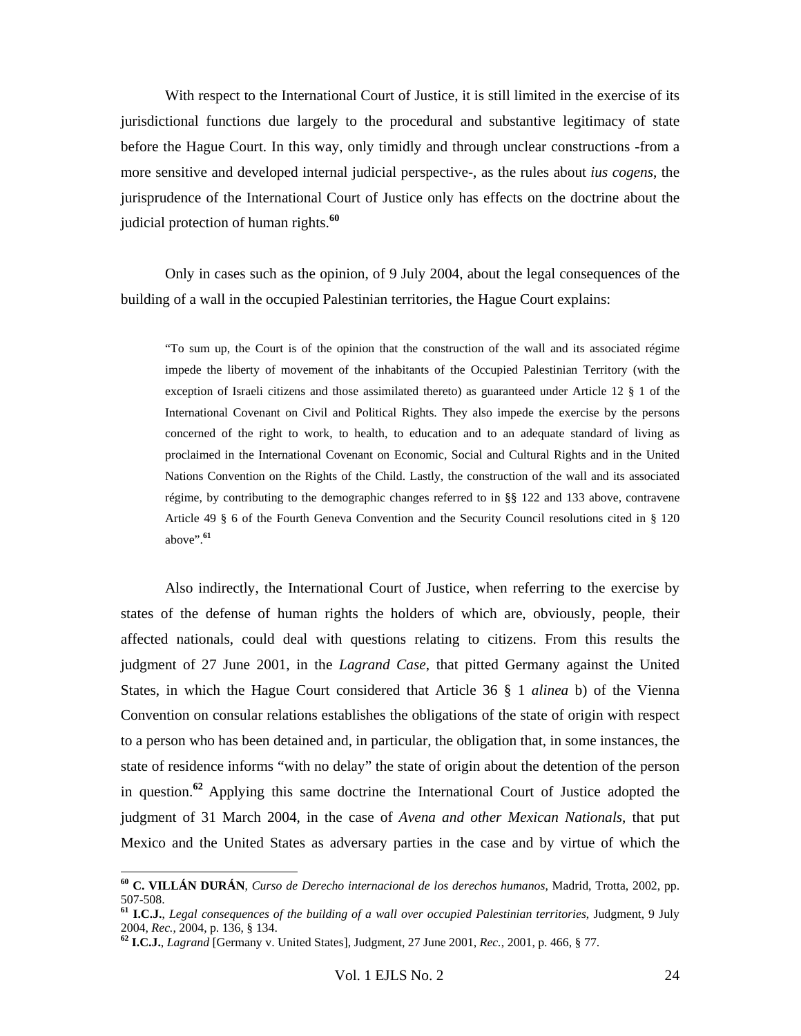With respect to the International Court of Justice, it is still limited in the exercise of its jurisdictional functions due largely to the procedural and substantive legitimacy of state before the Hague Court. In this way, only timidly and through unclear constructions -from a more sensitive and developed internal judicial perspective-, as the rules about *ius cogens*, the jurisprudence of the International Court of Justice only has effects on the doctrine about the judicial protection of human rights.[60]

Only in cases such as the opinion, of 9 July 2004, about the legal consequences of the building of a wall in the occupied Palestinian territories, the Hague Court explains:

> "To sum up, the Court is of the opinion that the construction of the wall and its associated régime impede the liberty of movement of the inhabitants of the Occupied Palestinian Territory (with the exception of Israeli citizens and those assimilated thereto) as guaranteed under Article 12 § 1 of the International Covenant on Civil and Political Rights. They also impede the exercise by the persons concerned of the right to work, to health, to education and to an adequate standard of living as proclaimed in the International Covenant on Economic, Social and Cultural Rights and in the United Nations Convention on the Rights of the Child. Lastly, the construction of the wall and its associated régime, by contributing to the demographic changes referred to in §§ 122 and 133 above, contravene Article 49 § 6 of the Fourth Geneva Convention and the Security Council resolutions cited in § 120 above".[61]

Also indirectly, the International Court of Justice, when referring to the exercise by states of the defense of human rights the holders of which are, obviously, people, their affected nationals, could deal with questions relating to citizens. From this results the judgment of 27 June 2001, in the *Lagrand Case*, that pitted Germany against the United States, in which the Hague Court considered that Article 36 § 1 *alinea* b) of the Vienna Convention on consular relations establishes the obligations of the state of origin with respect to a person who has been detained and, in particular, the obligation that, in some instances, the state of residence informs "with no delay" the state of origin about the detention of the person in question.[62] Applying this same doctrine the International Court of Justice adopted the judgment of 31 March 2004, in the case of *Avena and other Mexican Nationals*, that put Mexico and the United States as adversary parties in the case and by virtue of which the

---

[60] **C. VILLÁN DURÁN**, *Curso de Derecho internacional de los derechos humanos*, Madrid, Trotta, 2002, pp. 507-508.

[61] **I.C.J.**, *Legal consequences of the building of a wall over occupied Palestinian territories*, Judgment, 9 July 2004, *Rec.*, 2004, p. 136, § 134.

[62] **I.C.J.**, *Lagrand* [Germany v. United States], Judgment, 27 June 2001, *Rec.*, 2001, p. 466, § 77.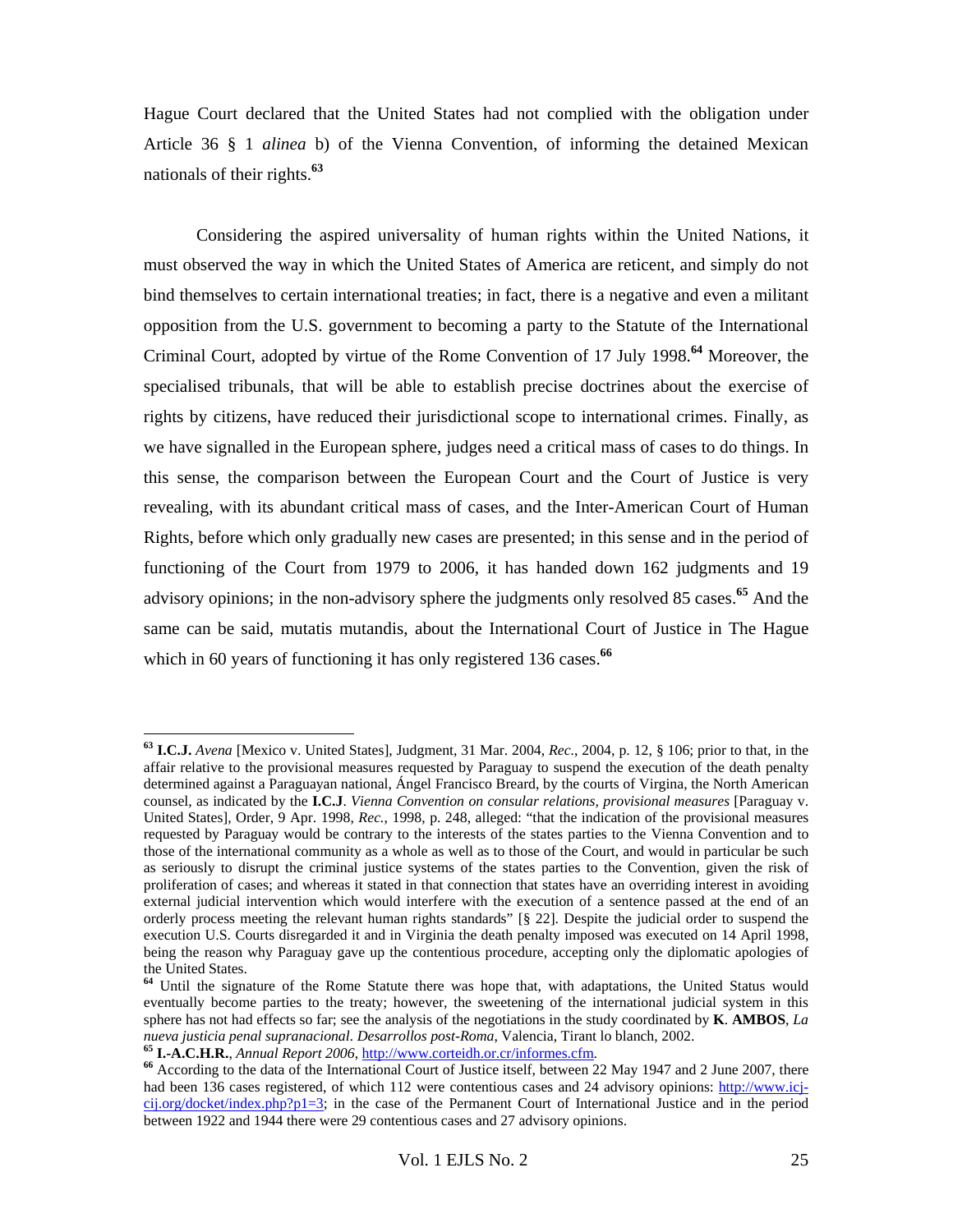Hague Court declared that the United States had not complied with the obligation under Article 36 § 1 *alinea* b) of the Vienna Convention, of informing the detained Mexican nationals of their rights.[63]

Considering the aspired universality of human rights within the United Nations, it must observed the way in which the United States of America are reticent, and simply do not bind themselves to certain international treaties; in fact, there is a negative and even a militant opposition from the U.S. government to becoming a party to the Statute of the International Criminal Court, adopted by virtue of the Rome Convention of 17 July 1998.[64] Moreover, the specialised tribunals, that will be able to establish precise doctrines about the exercise of rights by citizens, have reduced their jurisdictional scope to international crimes. Finally, as we have signalled in the European sphere, judges need a critical mass of cases to do things. In this sense, the comparison between the European Court and the Court of Justice is very revealing, with its abundant critical mass of cases, and the Inter-American Court of Human Rights, before which only gradually new cases are presented; in this sense and in the period of functioning of the Court from 1979 to 2006, it has handed down 162 judgments and 19 advisory opinions; in the non-advisory sphere the judgments only resolved 85 cases.[65] And the same can be said, mutatis mutandis, about the International Court of Justice in The Hague which in 60 years of functioning it has only registered 136 cases.[66]

---

[63] **I.C.J.** *Avena* [Mexico v. United States], Judgment, 31 Mar. 2004, *Rec.*, 2004, p. 12, § 106; prior to that, in the affair relative to the provisional measures requested by Paraguay to suspend the execution of the death penalty determined against a Paraguayan national, Ángel Francisco Breard, by the courts of Virgina, the North American counsel, as indicated by the **I.C.J**. *Vienna Convention on consular relations, provisional measures* [Paraguay v. United States], Order, 9 Apr. 1998, *Rec.*, 1998, p. 248, alleged: "that the indication of the provisional measures requested by Paraguay would be contrary to the interests of the states parties to the Vienna Convention and to those of the international community as a whole as well as to those of the Court, and would in particular be such as seriously to disrupt the criminal justice systems of the states parties to the Convention, given the risk of proliferation of cases; and whereas it stated in that connection that states have an overriding interest in avoiding external judicial intervention which would interfere with the execution of a sentence passed at the end of an orderly process meeting the relevant human rights standards" [§ 22]. Despite the judicial order to suspend the execution U.S. Courts disregarded it and in Virginia the death penalty imposed was executed on 14 April 1998, being the reason why Paraguay gave up the contentious procedure, accepting only the diplomatic apologies of the United States.

[64] Until the signature of the Rome Statute there was hope that, with adaptations, the United Status would eventually become parties to the treaty; however, the sweetening of the international judicial system in this sphere has not had effects so far; see the analysis of the negotiations in the study coordinated by **K**. **AMBOS**, *La nueva justicia penal supranacional. Desarrollos post-Roma*, Valencia, Tirant lo blanch, 2002.

[65] **I.-A.C.H.R.**, *Annual Report 2006*, http://www.corteidh.or.cr/informes.cfm.

[66] According to the data of the International Court of Justice itself, between 22 May 1947 and 2 June 2007, there had been 136 cases registered, of which 112 were contentious cases and 24 advisory opinions: http://www.icj-cij.org/docket/index.php?p1=3; in the case of the Permanent Court of International Justice and in the period between 1922 and 1944 there were 29 contentious cases and 27 advisory opinions.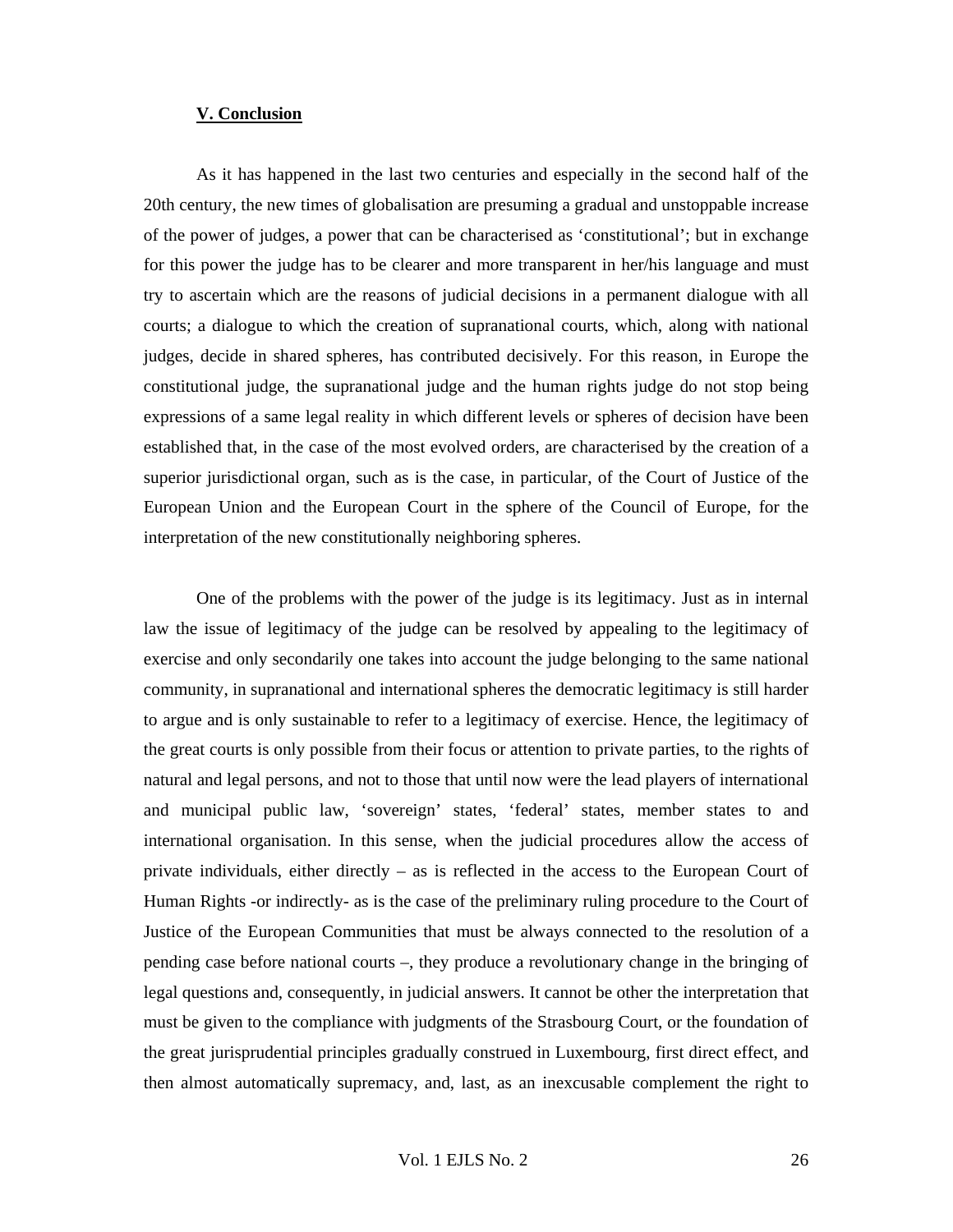## V. Conclusion

As it has happened in the last two centuries and especially in the second half of the 20th century, the new times of globalisation are presuming a gradual and unstoppable increase of the power of judges, a power that can be characterised as 'constitutional'; but in exchange for this power the judge has to be clearer and more transparent in her/his language and must try to ascertain which are the reasons of judicial decisions in a permanent dialogue with all courts; a dialogue to which the creation of supranational courts, which, along with national judges, decide in shared spheres, has contributed decisively. For this reason, in Europe the constitutional judge, the supranational judge and the human rights judge do not stop being expressions of a same legal reality in which different levels or spheres of decision have been established that, in the case of the most evolved orders, are characterised by the creation of a superior jurisdictional organ, such as is the case, in particular, of the Court of Justice of the European Union and the European Court in the sphere of the Council of Europe, for the interpretation of the new constitutionally neighboring spheres.

One of the problems with the power of the judge is its legitimacy. Just as in internal law the issue of legitimacy of the judge can be resolved by appealing to the legitimacy of exercise and only secondarily one takes into account the judge belonging to the same national community, in supranational and international spheres the democratic legitimacy is still harder to argue and is only sustainable to refer to a legitimacy of exercise. Hence, the legitimacy of the great courts is only possible from their focus or attention to private parties, to the rights of natural and legal persons, and not to those that until now were the lead players of international and municipal public law, 'sovereign' states, 'federal' states, member states to and international organisation. In this sense, when the judicial procedures allow the access of private individuals, either directly – as is reflected in the access to the European Court of Human Rights -or indirectly- as is the case of the preliminary ruling procedure to the Court of Justice of the European Communities that must be always connected to the resolution of a pending case before national courts –, they produce a revolutionary change in the bringing of legal questions and, consequently, in judicial answers. It cannot be other the interpretation that must be given to the compliance with judgments of the Strasbourg Court, or the foundation of the great jurisprudential principles gradually construed in Luxembourg, first direct effect, and then almost automatically supremacy, and, last, as an inexcusable complement the right to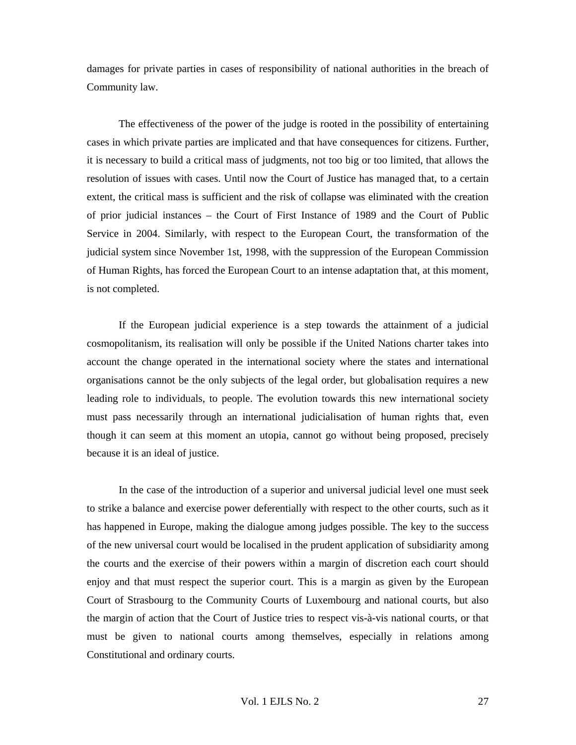damages for private parties in cases of responsibility of national authorities in the breach of Community law.

The effectiveness of the power of the judge is rooted in the possibility of entertaining cases in which private parties are implicated and that have consequences for citizens. Further, it is necessary to build a critical mass of judgments, not too big or too limited, that allows the resolution of issues with cases. Until now the Court of Justice has managed that, to a certain extent, the critical mass is sufficient and the risk of collapse was eliminated with the creation of prior judicial instances – the Court of First Instance of 1989 and the Court of Public Service in 2004. Similarly, with respect to the European Court, the transformation of the judicial system since November 1st, 1998, with the suppression of the European Commission of Human Rights, has forced the European Court to an intense adaptation that, at this moment, is not completed.

If the European judicial experience is a step towards the attainment of a judicial cosmopolitanism, its realisation will only be possible if the United Nations charter takes into account the change operated in the international society where the states and international organisations cannot be the only subjects of the legal order, but globalisation requires a new leading role to individuals, to people. The evolution towards this new international society must pass necessarily through an international judicialisation of human rights that, even though it can seem at this moment an utopia, cannot go without being proposed, precisely because it is an ideal of justice.

In the case of the introduction of a superior and universal judicial level one must seek to strike a balance and exercise power deferentially with respect to the other courts, such as it has happened in Europe, making the dialogue among judges possible. The key to the success of the new universal court would be localised in the prudent application of subsidiarity among the courts and the exercise of their powers within a margin of discretion each court should enjoy and that must respect the superior court. This is a margin as given by the European Court of Strasbourg to the Community Courts of Luxembourg and national courts, but also the margin of action that the Court of Justice tries to respect vis-à-vis national courts, or that must be given to national courts among themselves, especially in relations among Constitutional and ordinary courts.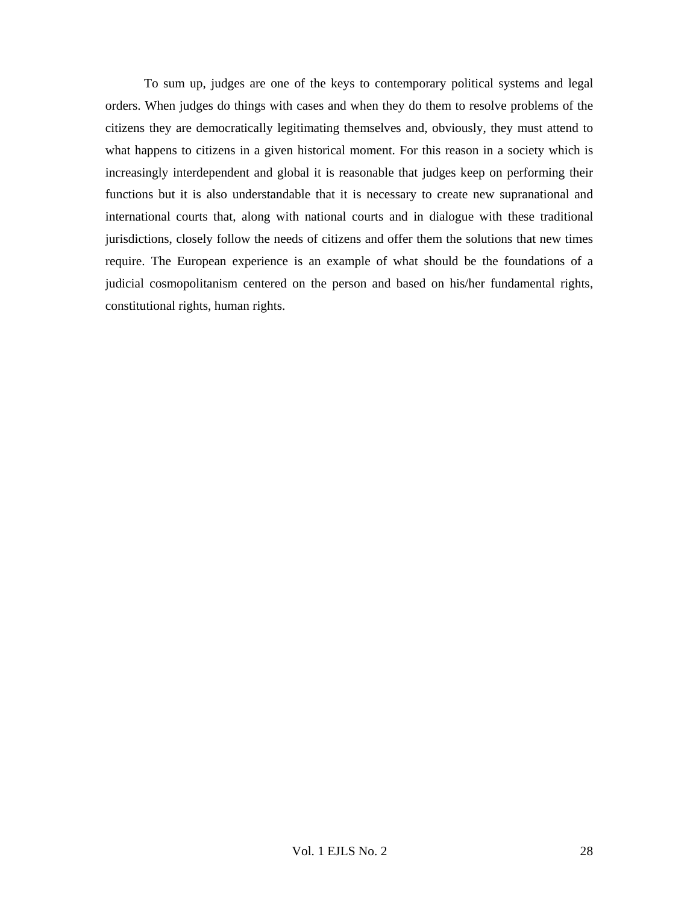To sum up, judges are one of the keys to contemporary political systems and legal orders. When judges do things with cases and when they do them to resolve problems of the citizens they are democratically legitimating themselves and, obviously, they must attend to what happens to citizens in a given historical moment. For this reason in a society which is increasingly interdependent and global it is reasonable that judges keep on performing their functions but it is also understandable that it is necessary to create new supranational and international courts that, along with national courts and in dialogue with these traditional jurisdictions, closely follow the needs of citizens and offer them the solutions that new times require. The European experience is an example of what should be the foundations of a judicial cosmopolitanism centered on the person and based on his/her fundamental rights, constitutional rights, human rights.